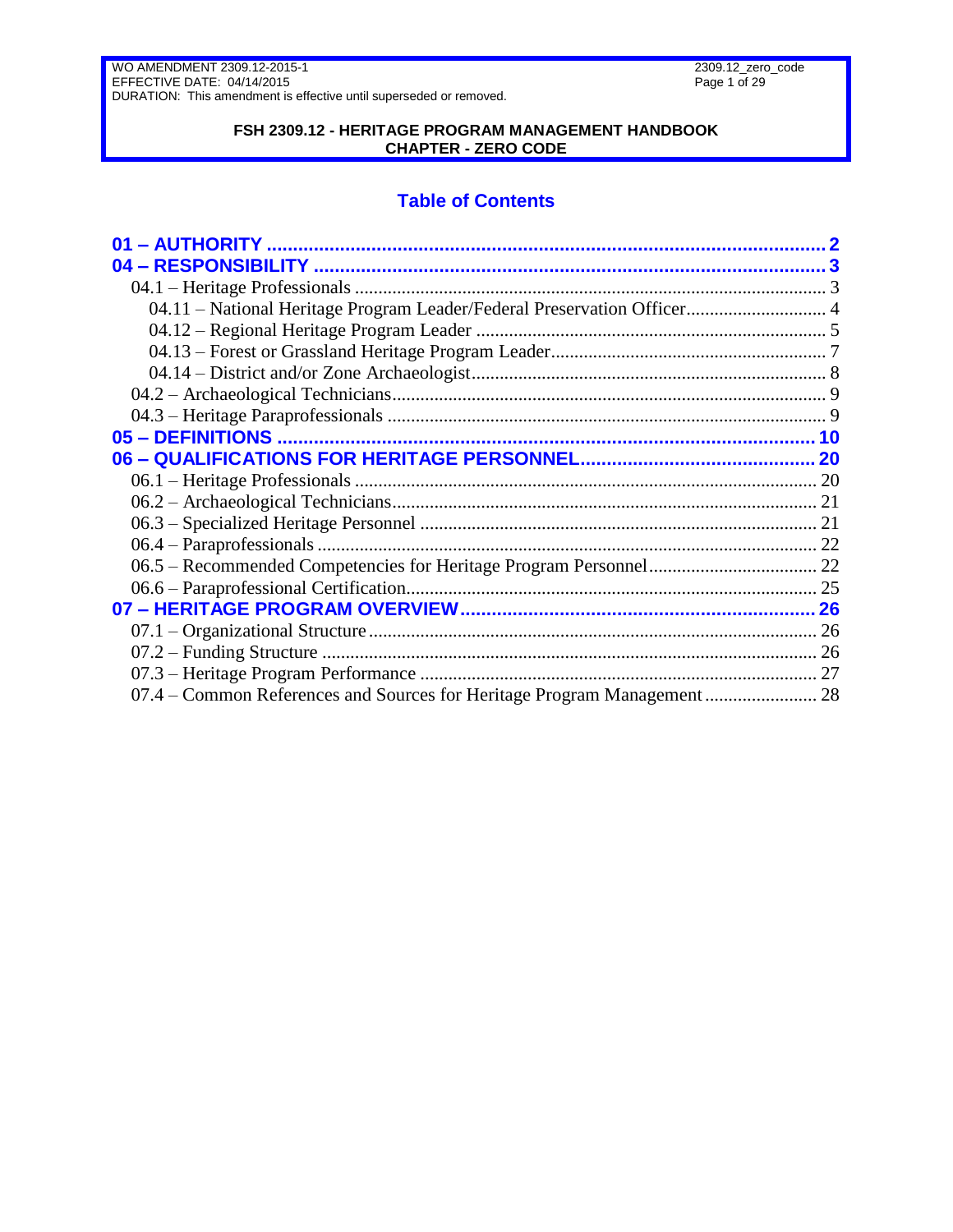WO AMENDMENT 2309.12-2015-1
EFFECTIVE DATE: 04/14/2015
DURATION: This amendment is effective until superseded or removed.

**FSH 2309.12 - HERITAGE PROGRAM MANAGEMENT HANDBOOK**
**CHAPTER - ZERO CODE**

## Table of Contents

**01 – AUTHORITY** ..... 2
**04 – RESPONSIBILITY** ..... 3
- 04.1 – Heritage Professionals ..... 3
  - 04.11 – National Heritage Program Leader/Federal Preservation Officer ..... 4
  - 04.12 – Regional Heritage Program Leader ..... 5
  - 04.13 – Forest or Grassland Heritage Program Leader ..... 7
  - 04.14 – District and/or Zone Archaeologist ..... 8
- 04.2 – Archaeological Technicians ..... 9
- 04.3 – Heritage Paraprofessionals ..... 9

**05 – DEFINITIONS** ..... 10
**06 – QUALIFICATIONS FOR HERITAGE PERSONNEL** ..... 20
- 06.1 – Heritage Professionals ..... 20
- 06.2 – Archaeological Technicians ..... 21
- 06.3 – Specialized Heritage Personnel ..... 21
- 06.4 – Paraprofessionals ..... 22
- 06.5 – Recommended Competencies for Heritage Program Personnel ..... 22
- 06.6 – Paraprofessional Certification ..... 25

**07 – HERITAGE PROGRAM OVERVIEW** ..... 26
- 07.1 – Organizational Structure ..... 26
- 07.2 – Funding Structure ..... 26
- 07.3 – Heritage Program Performance ..... 27
- 07.4 – Common References and Sources for Heritage Program Management ..... 28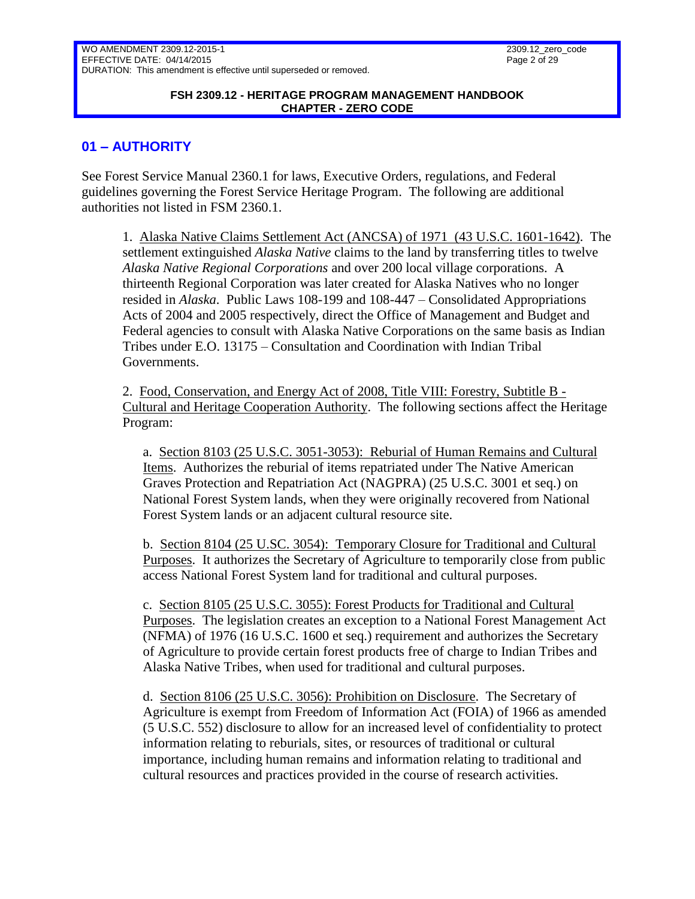## 01 – AUTHORITY

See Forest Service Manual 2360.1 for laws, Executive Orders, regulations, and Federal guidelines governing the Forest Service Heritage Program. The following are additional authorities not listed in FSM 2360.1.

1. Alaska Native Claims Settlement Act (ANCSA) of 1971 (43 U.S.C. 1601-1642). The settlement extinguished *Alaska Native* claims to the land by transferring titles to twelve *Alaska Native Regional Corporations* and over 200 local village corporations. A thirteenth Regional Corporation was later created for Alaska Natives who no longer resided in *Alaska*. Public Laws 108-199 and 108-447 – Consolidated Appropriations Acts of 2004 and 2005 respectively, direct the Office of Management and Budget and Federal agencies to consult with Alaska Native Corporations on the same basis as Indian Tribes under E.O. 13175 – Consultation and Coordination with Indian Tribal Governments.

2. Food, Conservation, and Energy Act of 2008, Title VIII: Forestry, Subtitle B - Cultural and Heritage Cooperation Authority. The following sections affect the Heritage Program:

   a. Section 8103 (25 U.S.C. 3051-3053): Reburial of Human Remains and Cultural Items. Authorizes the reburial of items repatriated under The Native American Graves Protection and Repatriation Act (NAGPRA) (25 U.S.C. 3001 et seq.) on National Forest System lands, when they were originally recovered from National Forest System lands or an adjacent cultural resource site.

   b. Section 8104 (25 U.SC. 3054): Temporary Closure for Traditional and Cultural Purposes. It authorizes the Secretary of Agriculture to temporarily close from public access National Forest System land for traditional and cultural purposes.

   c. Section 8105 (25 U.S.C. 3055): Forest Products for Traditional and Cultural Purposes. The legislation creates an exception to a National Forest Management Act (NFMA) of 1976 (16 U.S.C. 1600 et seq.) requirement and authorizes the Secretary of Agriculture to provide certain forest products free of charge to Indian Tribes and Alaska Native Tribes, when used for traditional and cultural purposes.

   d. Section 8106 (25 U.S.C. 3056): Prohibition on Disclosure. The Secretary of Agriculture is exempt from Freedom of Information Act (FOIA) of 1966 as amended (5 U.S.C. 552) disclosure to allow for an increased level of confidentiality to protect information relating to reburials, sites, or resources of traditional or cultural importance, including human remains and information relating to traditional and cultural resources and practices provided in the course of research activities.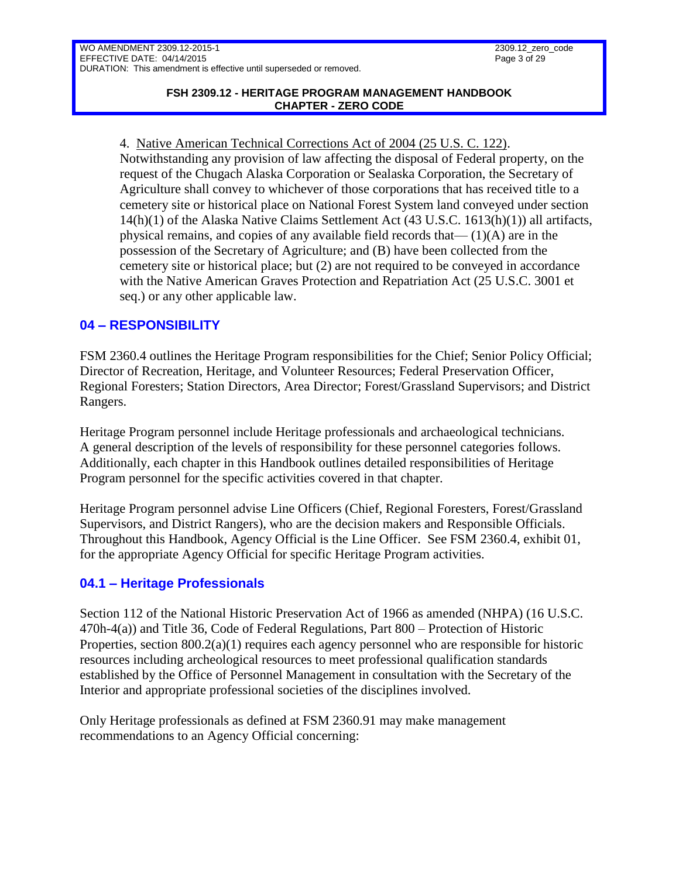4. Native American Technical Corrections Act of 2004 (25 U.S. C. 122). Notwithstanding any provision of law affecting the disposal of Federal property, on the request of the Chugach Alaska Corporation or Sealaska Corporation, the Secretary of Agriculture shall convey to whichever of those corporations that has received title to a cemetery site or historical place on National Forest System land conveyed under section 14(h)(1) of the Alaska Native Claims Settlement Act (43 U.S.C. 1613(h)(1)) all artifacts, physical remains, and copies of any available field records that— (1)(A) are in the possession of the Secretary of Agriculture; and (B) have been collected from the cemetery site or historical place; but (2) are not required to be conveyed in accordance with the Native American Graves Protection and Repatriation Act (25 U.S.C. 3001 et seq.) or any other applicable law.

## 04 – RESPONSIBILITY

FSM 2360.4 outlines the Heritage Program responsibilities for the Chief; Senior Policy Official; Director of Recreation, Heritage, and Volunteer Resources; Federal Preservation Officer, Regional Foresters; Station Directors, Area Director; Forest/Grassland Supervisors; and District Rangers.

Heritage Program personnel include Heritage professionals and archaeological technicians. A general description of the levels of responsibility for these personnel categories follows. Additionally, each chapter in this Handbook outlines detailed responsibilities of Heritage Program personnel for the specific activities covered in that chapter.

Heritage Program personnel advise Line Officers (Chief, Regional Foresters, Forest/Grassland Supervisors, and District Rangers), who are the decision makers and Responsible Officials. Throughout this Handbook, Agency Official is the Line Officer. See FSM 2360.4, exhibit 01, for the appropriate Agency Official for specific Heritage Program activities.

### 04.1 – Heritage Professionals

Section 112 of the National Historic Preservation Act of 1966 as amended (NHPA) (16 U.S.C. 470h-4(a)) and Title 36, Code of Federal Regulations, Part 800 – Protection of Historic Properties, section 800.2(a)(1) requires each agency personnel who are responsible for historic resources including archeological resources to meet professional qualification standards established by the Office of Personnel Management in consultation with the Secretary of the Interior and appropriate professional societies of the disciplines involved.

Only Heritage professionals as defined at FSM 2360.91 may make management recommendations to an Agency Official concerning: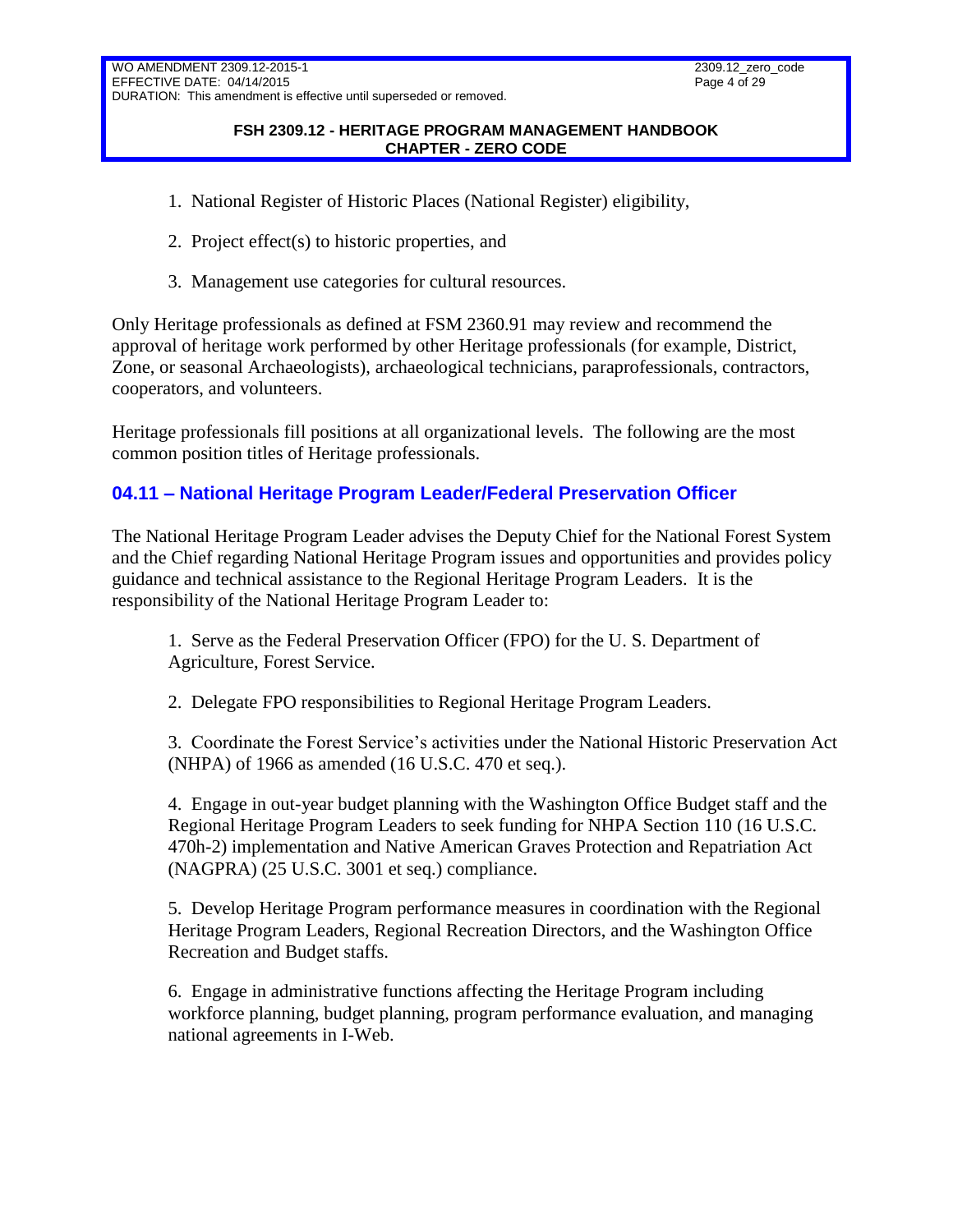1. National Register of Historic Places (National Register) eligibility,

2. Project effect(s) to historic properties, and

3. Management use categories for cultural resources.

Only Heritage professionals as defined at FSM 2360.91 may review and recommend the approval of heritage work performed by other Heritage professionals (for example, District, Zone, or seasonal Archaeologists), archaeological technicians, paraprofessionals, contractors, cooperators, and volunteers.

Heritage professionals fill positions at all organizational levels. The following are the most common position titles of Heritage professionals.

## 04.11 – National Heritage Program Leader/Federal Preservation Officer

The National Heritage Program Leader advises the Deputy Chief for the National Forest System and the Chief regarding National Heritage Program issues and opportunities and provides policy guidance and technical assistance to the Regional Heritage Program Leaders. It is the responsibility of the National Heritage Program Leader to:

1. Serve as the Federal Preservation Officer (FPO) for the U. S. Department of Agriculture, Forest Service.

2. Delegate FPO responsibilities to Regional Heritage Program Leaders.

3. Coordinate the Forest Service's activities under the National Historic Preservation Act (NHPA) of 1966 as amended (16 U.S.C. 470 et seq.).

4. Engage in out-year budget planning with the Washington Office Budget staff and the Regional Heritage Program Leaders to seek funding for NHPA Section 110 (16 U.S.C. 470h-2) implementation and Native American Graves Protection and Repatriation Act (NAGPRA) (25 U.S.C. 3001 et seq.) compliance.

5. Develop Heritage Program performance measures in coordination with the Regional Heritage Program Leaders, Regional Recreation Directors, and the Washington Office Recreation and Budget staffs.

6. Engage in administrative functions affecting the Heritage Program including workforce planning, budget planning, program performance evaluation, and managing national agreements in I-Web.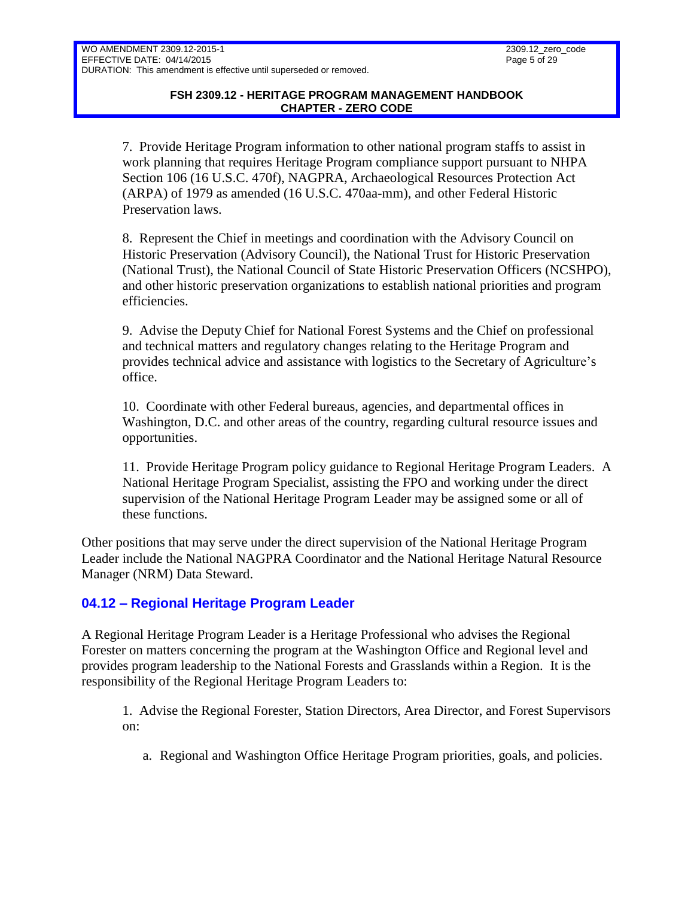7. Provide Heritage Program information to other national program staffs to assist in work planning that requires Heritage Program compliance support pursuant to NHPA Section 106 (16 U.S.C. 470f), NAGPRA, Archaeological Resources Protection Act (ARPA) of 1979 as amended (16 U.S.C. 470aa-mm), and other Federal Historic Preservation laws.

8. Represent the Chief in meetings and coordination with the Advisory Council on Historic Preservation (Advisory Council), the National Trust for Historic Preservation (National Trust), the National Council of State Historic Preservation Officers (NCSHPO), and other historic preservation organizations to establish national priorities and program efficiencies.

9. Advise the Deputy Chief for National Forest Systems and the Chief on professional and technical matters and regulatory changes relating to the Heritage Program and provides technical advice and assistance with logistics to the Secretary of Agriculture's office.

10. Coordinate with other Federal bureaus, agencies, and departmental offices in Washington, D.C. and other areas of the country, regarding cultural resource issues and opportunities.

11. Provide Heritage Program policy guidance to Regional Heritage Program Leaders. A National Heritage Program Specialist, assisting the FPO and working under the direct supervision of the National Heritage Program Leader may be assigned some or all of these functions.

Other positions that may serve under the direct supervision of the National Heritage Program Leader include the National NAGPRA Coordinator and the National Heritage Natural Resource Manager (NRM) Data Steward.

## 04.12 – Regional Heritage Program Leader

A Regional Heritage Program Leader is a Heritage Professional who advises the Regional Forester on matters concerning the program at the Washington Office and Regional level and provides program leadership to the National Forests and Grasslands within a Region. It is the responsibility of the Regional Heritage Program Leaders to:

1. Advise the Regional Forester, Station Directors, Area Director, and Forest Supervisors on:

    a. Regional and Washington Office Heritage Program priorities, goals, and policies.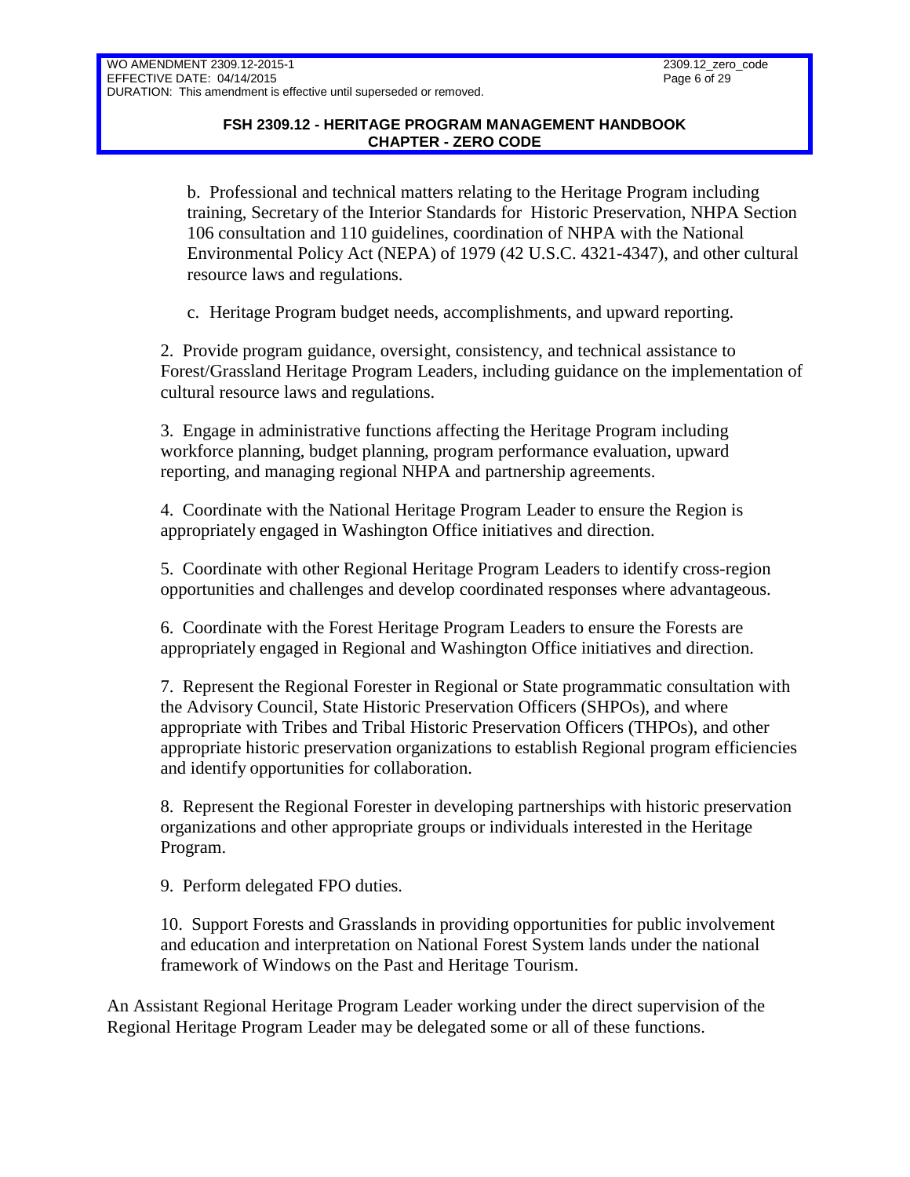b. Professional and technical matters relating to the Heritage Program including training, Secretary of the Interior Standards for Historic Preservation, NHPA Section 106 consultation and 110 guidelines, coordination of NHPA with the National Environmental Policy Act (NEPA) of 1979 (42 U.S.C. 4321-4347), and other cultural resource laws and regulations.

c. Heritage Program budget needs, accomplishments, and upward reporting.

2. Provide program guidance, oversight, consistency, and technical assistance to Forest/Grassland Heritage Program Leaders, including guidance on the implementation of cultural resource laws and regulations.

3. Engage in administrative functions affecting the Heritage Program including workforce planning, budget planning, program performance evaluation, upward reporting, and managing regional NHPA and partnership agreements.

4. Coordinate with the National Heritage Program Leader to ensure the Region is appropriately engaged in Washington Office initiatives and direction.

5. Coordinate with other Regional Heritage Program Leaders to identify cross-region opportunities and challenges and develop coordinated responses where advantageous.

6. Coordinate with the Forest Heritage Program Leaders to ensure the Forests are appropriately engaged in Regional and Washington Office initiatives and direction.

7. Represent the Regional Forester in Regional or State programmatic consultation with the Advisory Council, State Historic Preservation Officers (SHPOs), and where appropriate with Tribes and Tribal Historic Preservation Officers (THPOs), and other appropriate historic preservation organizations to establish Regional program efficiencies and identify opportunities for collaboration.

8. Represent the Regional Forester in developing partnerships with historic preservation organizations and other appropriate groups or individuals interested in the Heritage Program.

9. Perform delegated FPO duties.

10. Support Forests and Grasslands in providing opportunities for public involvement and education and interpretation on National Forest System lands under the national framework of Windows on the Past and Heritage Tourism.

An Assistant Regional Heritage Program Leader working under the direct supervision of the Regional Heritage Program Leader may be delegated some or all of these functions.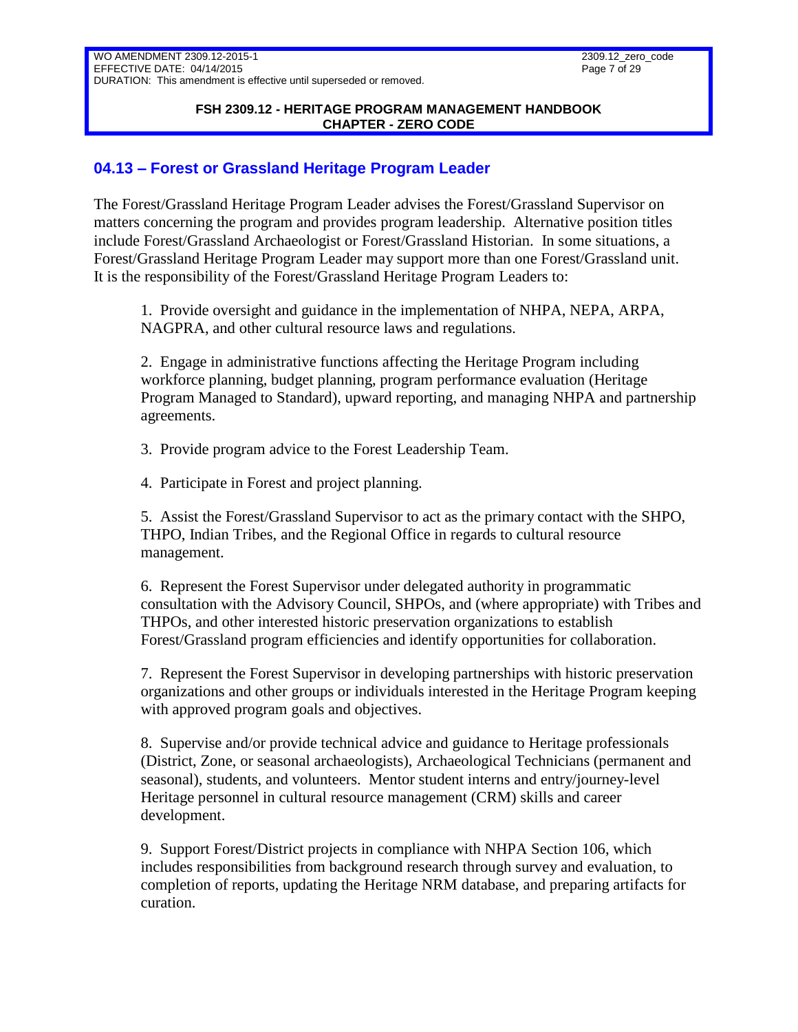## 04.13 – Forest or Grassland Heritage Program Leader

The Forest/Grassland Heritage Program Leader advises the Forest/Grassland Supervisor on matters concerning the program and provides program leadership. Alternative position titles include Forest/Grassland Archaeologist or Forest/Grassland Historian. In some situations, a Forest/Grassland Heritage Program Leader may support more than one Forest/Grassland unit. It is the responsibility of the Forest/Grassland Heritage Program Leaders to:

1. Provide oversight and guidance in the implementation of NHPA, NEPA, ARPA, NAGPRA, and other cultural resource laws and regulations.

2. Engage in administrative functions affecting the Heritage Program including workforce planning, budget planning, program performance evaluation (Heritage Program Managed to Standard), upward reporting, and managing NHPA and partnership agreements.

3. Provide program advice to the Forest Leadership Team.

4. Participate in Forest and project planning.

5. Assist the Forest/Grassland Supervisor to act as the primary contact with the SHPO, THPO, Indian Tribes, and the Regional Office in regards to cultural resource management.

6. Represent the Forest Supervisor under delegated authority in programmatic consultation with the Advisory Council, SHPOs, and (where appropriate) with Tribes and THPOs, and other interested historic preservation organizations to establish Forest/Grassland program efficiencies and identify opportunities for collaboration.

7. Represent the Forest Supervisor in developing partnerships with historic preservation organizations and other groups or individuals interested in the Heritage Program keeping with approved program goals and objectives.

8. Supervise and/or provide technical advice and guidance to Heritage professionals (District, Zone, or seasonal archaeologists), Archaeological Technicians (permanent and seasonal), students, and volunteers. Mentor student interns and entry/journey-level Heritage personnel in cultural resource management (CRM) skills and career development.

9. Support Forest/District projects in compliance with NHPA Section 106, which includes responsibilities from background research through survey and evaluation, to completion of reports, updating the Heritage NRM database, and preparing artifacts for curation.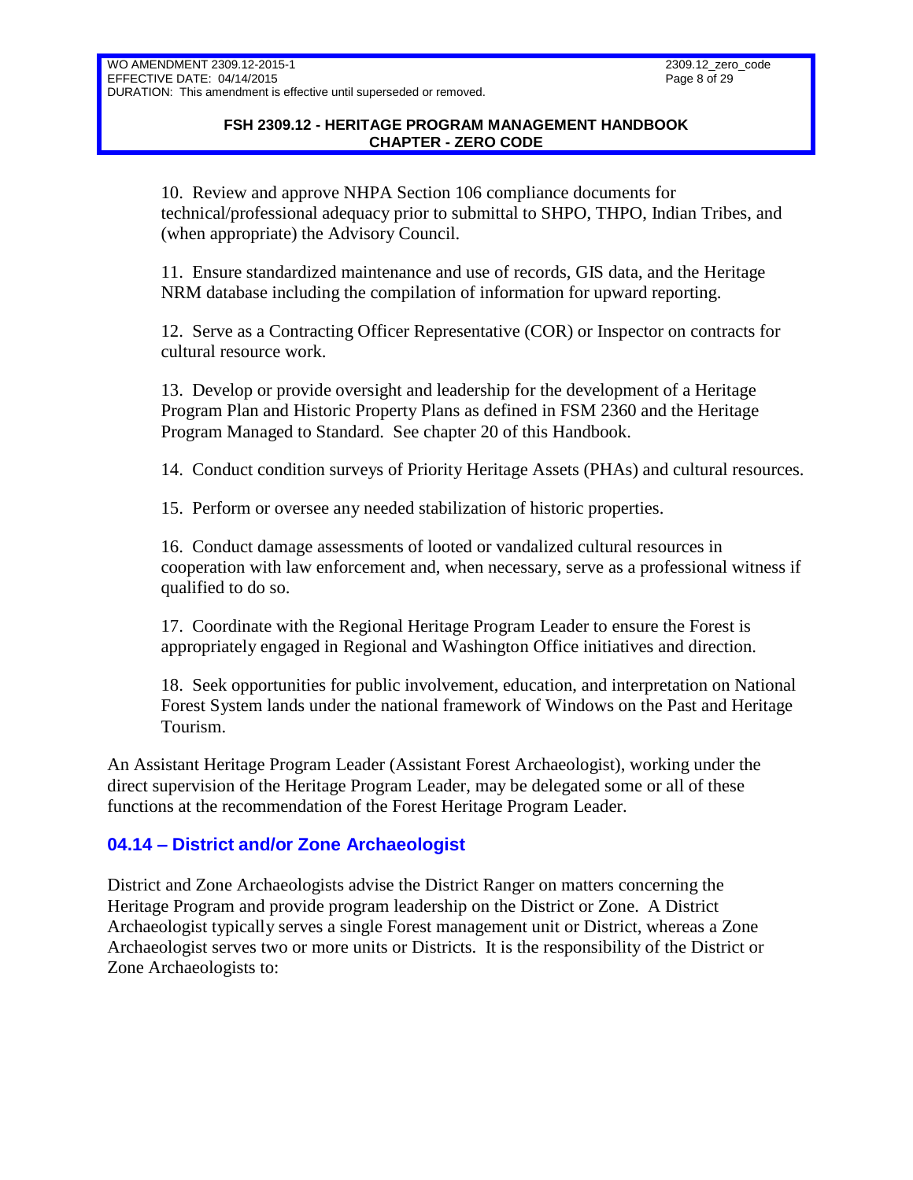10. Review and approve NHPA Section 106 compliance documents for technical/professional adequacy prior to submittal to SHPO, THPO, Indian Tribes, and (when appropriate) the Advisory Council.

11. Ensure standardized maintenance and use of records, GIS data, and the Heritage NRM database including the compilation of information for upward reporting.

12. Serve as a Contracting Officer Representative (COR) or Inspector on contracts for cultural resource work.

13. Develop or provide oversight and leadership for the development of a Heritage Program Plan and Historic Property Plans as defined in FSM 2360 and the Heritage Program Managed to Standard. See chapter 20 of this Handbook.

14. Conduct condition surveys of Priority Heritage Assets (PHAs) and cultural resources.

15. Perform or oversee any needed stabilization of historic properties.

16. Conduct damage assessments of looted or vandalized cultural resources in cooperation with law enforcement and, when necessary, serve as a professional witness if qualified to do so.

17. Coordinate with the Regional Heritage Program Leader to ensure the Forest is appropriately engaged in Regional and Washington Office initiatives and direction.

18. Seek opportunities for public involvement, education, and interpretation on National Forest System lands under the national framework of Windows on the Past and Heritage Tourism.

An Assistant Heritage Program Leader (Assistant Forest Archaeologist), working under the direct supervision of the Heritage Program Leader, may be delegated some or all of these functions at the recommendation of the Forest Heritage Program Leader.

## 04.14 – District and/or Zone Archaeologist

District and Zone Archaeologists advise the District Ranger on matters concerning the Heritage Program and provide program leadership on the District or Zone. A District Archaeologist typically serves a single Forest management unit or District, whereas a Zone Archaeologist serves two or more units or Districts. It is the responsibility of the District or Zone Archaeologists to: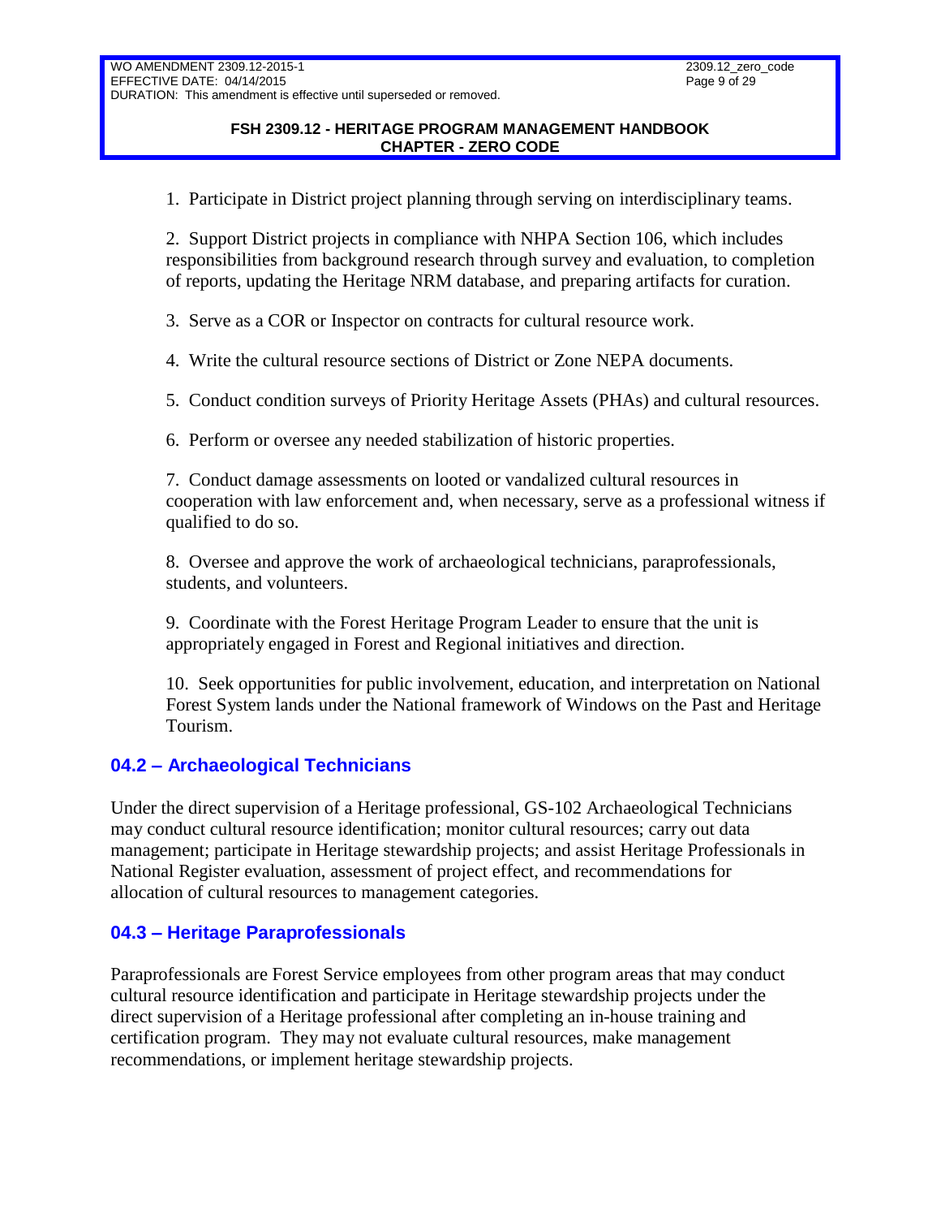1. Participate in District project planning through serving on interdisciplinary teams.

2. Support District projects in compliance with NHPA Section 106, which includes responsibilities from background research through survey and evaluation, to completion of reports, updating the Heritage NRM database, and preparing artifacts for curation.

3. Serve as a COR or Inspector on contracts for cultural resource work.

4. Write the cultural resource sections of District or Zone NEPA documents.

5. Conduct condition surveys of Priority Heritage Assets (PHAs) and cultural resources.

6. Perform or oversee any needed stabilization of historic properties.

7. Conduct damage assessments on looted or vandalized cultural resources in cooperation with law enforcement and, when necessary, serve as a professional witness if qualified to do so.

8. Oversee and approve the work of archaeological technicians, paraprofessionals, students, and volunteers.

9. Coordinate with the Forest Heritage Program Leader to ensure that the unit is appropriately engaged in Forest and Regional initiatives and direction.

10. Seek opportunities for public involvement, education, and interpretation on National Forest System lands under the National framework of Windows on the Past and Heritage Tourism.

## 04.2 – Archaeological Technicians

Under the direct supervision of a Heritage professional, GS-102 Archaeological Technicians may conduct cultural resource identification; monitor cultural resources; carry out data management; participate in Heritage stewardship projects; and assist Heritage Professionals in National Register evaluation, assessment of project effect, and recommendations for allocation of cultural resources to management categories.

## 04.3 – Heritage Paraprofessionals

Paraprofessionals are Forest Service employees from other program areas that may conduct cultural resource identification and participate in Heritage stewardship projects under the direct supervision of a Heritage professional after completing an in-house training and certification program. They may not evaluate cultural resources, make management recommendations, or implement heritage stewardship projects.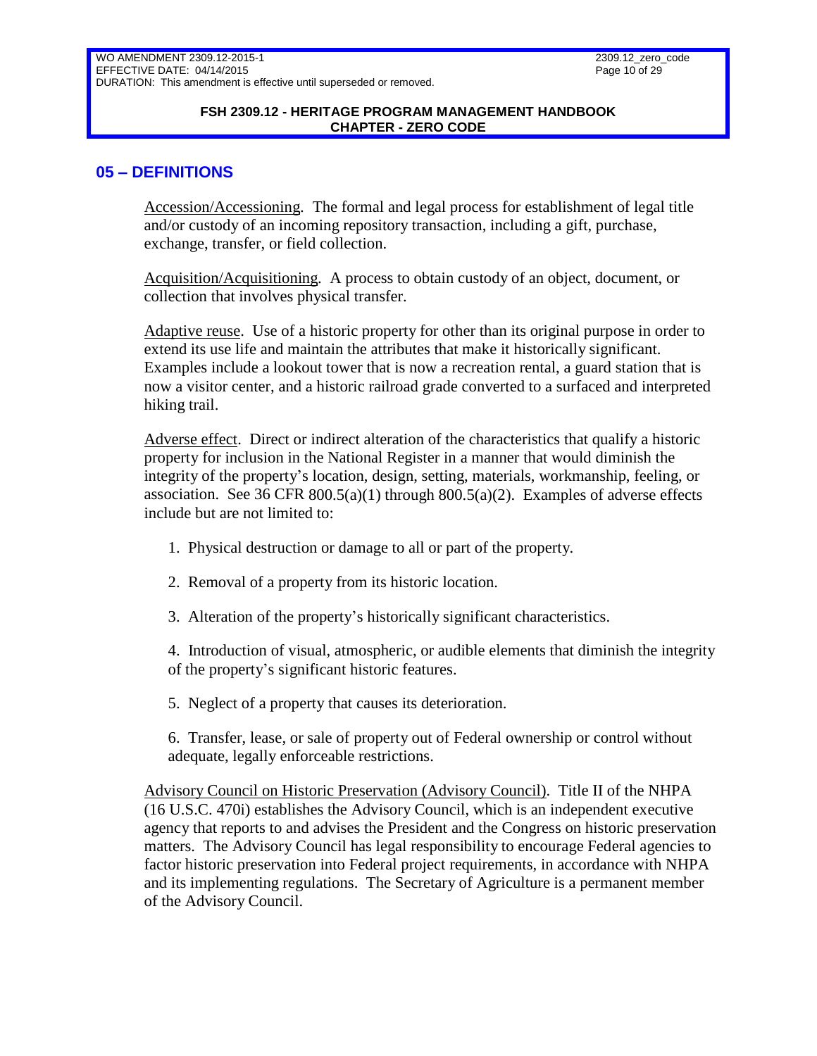## 05 – DEFINITIONS

Accession/Accessioning. The formal and legal process for establishment of legal title and/or custody of an incoming repository transaction, including a gift, purchase, exchange, transfer, or field collection.

Acquisition/Acquisitioning. A process to obtain custody of an object, document, or collection that involves physical transfer.

Adaptive reuse. Use of a historic property for other than its original purpose in order to extend its use life and maintain the attributes that make it historically significant. Examples include a lookout tower that is now a recreation rental, a guard station that is now a visitor center, and a historic railroad grade converted to a surfaced and interpreted hiking trail.

Adverse effect. Direct or indirect alteration of the characteristics that qualify a historic property for inclusion in the National Register in a manner that would diminish the integrity of the property's location, design, setting, materials, workmanship, feeling, or association. See 36 CFR 800.5(a)(1) through 800.5(a)(2). Examples of adverse effects include but are not limited to:

1. Physical destruction or damage to all or part of the property.

2. Removal of a property from its historic location.

3. Alteration of the property's historically significant characteristics.

4. Introduction of visual, atmospheric, or audible elements that diminish the integrity of the property's significant historic features.

5. Neglect of a property that causes its deterioration.

6. Transfer, lease, or sale of property out of Federal ownership or control without adequate, legally enforceable restrictions.

Advisory Council on Historic Preservation (Advisory Council). Title II of the NHPA (16 U.S.C. 470i) establishes the Advisory Council, which is an independent executive agency that reports to and advises the President and the Congress on historic preservation matters. The Advisory Council has legal responsibility to encourage Federal agencies to factor historic preservation into Federal project requirements, in accordance with NHPA and its implementing regulations. The Secretary of Agriculture is a permanent member of the Advisory Council.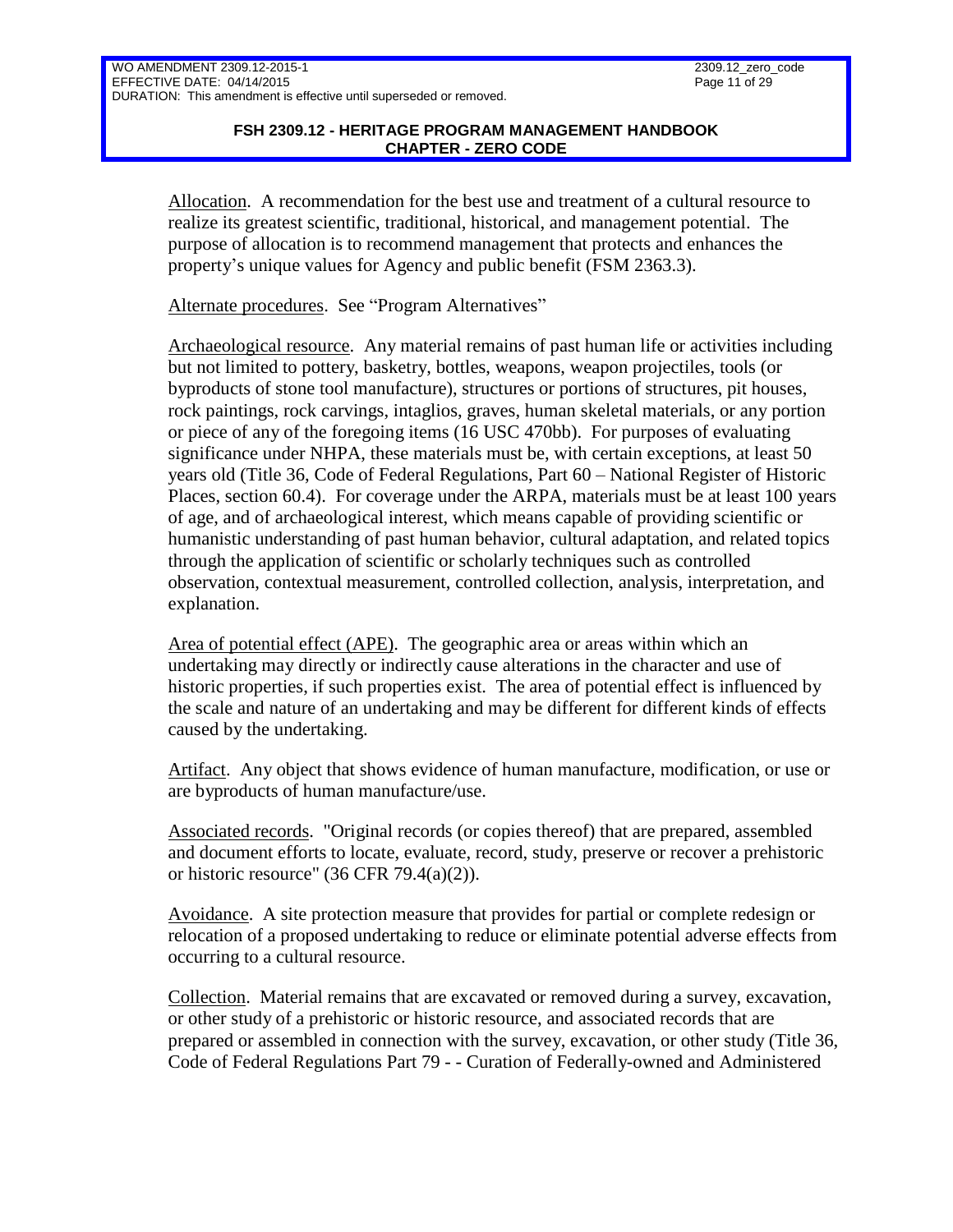Allocation. A recommendation for the best use and treatment of a cultural resource to realize its greatest scientific, traditional, historical, and management potential. The purpose of allocation is to recommend management that protects and enhances the property's unique values for Agency and public benefit (FSM 2363.3).

Alternate procedures. See "Program Alternatives"

Archaeological resource. Any material remains of past human life or activities including but not limited to pottery, basketry, bottles, weapons, weapon projectiles, tools (or byproducts of stone tool manufacture), structures or portions of structures, pit houses, rock paintings, rock carvings, intaglios, graves, human skeletal materials, or any portion or piece of any of the foregoing items (16 USC 470bb). For purposes of evaluating significance under NHPA, these materials must be, with certain exceptions, at least 50 years old (Title 36, Code of Federal Regulations, Part 60 – National Register of Historic Places, section 60.4). For coverage under the ARPA, materials must be at least 100 years of age, and of archaeological interest, which means capable of providing scientific or humanistic understanding of past human behavior, cultural adaptation, and related topics through the application of scientific or scholarly techniques such as controlled observation, contextual measurement, controlled collection, analysis, interpretation, and explanation.

Area of potential effect (APE). The geographic area or areas within which an undertaking may directly or indirectly cause alterations in the character and use of historic properties, if such properties exist. The area of potential effect is influenced by the scale and nature of an undertaking and may be different for different kinds of effects caused by the undertaking.

Artifact. Any object that shows evidence of human manufacture, modification, or use or are byproducts of human manufacture/use.

Associated records. "Original records (or copies thereof) that are prepared, assembled and document efforts to locate, evaluate, record, study, preserve or recover a prehistoric or historic resource" (36 CFR 79.4(a)(2)).

Avoidance. A site protection measure that provides for partial or complete redesign or relocation of a proposed undertaking to reduce or eliminate potential adverse effects from occurring to a cultural resource.

Collection. Material remains that are excavated or removed during a survey, excavation, or other study of a prehistoric or historic resource, and associated records that are prepared or assembled in connection with the survey, excavation, or other study (Title 36, Code of Federal Regulations Part 79 - - Curation of Federally-owned and Administered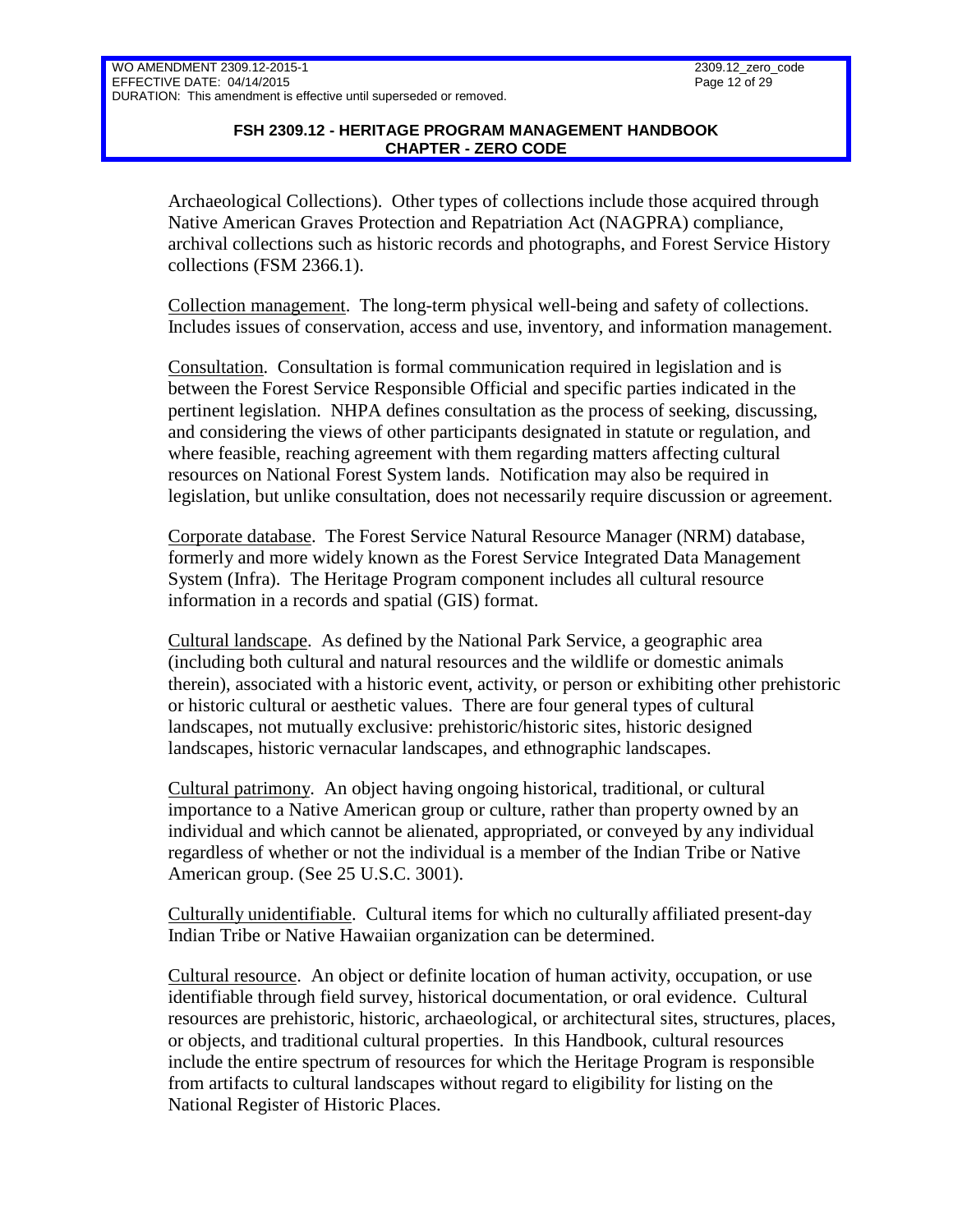Archaeological Collections). Other types of collections include those acquired through Native American Graves Protection and Repatriation Act (NAGPRA) compliance, archival collections such as historic records and photographs, and Forest Service History collections (FSM 2366.1).

Collection management. The long-term physical well-being and safety of collections. Includes issues of conservation, access and use, inventory, and information management.

Consultation. Consultation is formal communication required in legislation and is between the Forest Service Responsible Official and specific parties indicated in the pertinent legislation. NHPA defines consultation as the process of seeking, discussing, and considering the views of other participants designated in statute or regulation, and where feasible, reaching agreement with them regarding matters affecting cultural resources on National Forest System lands. Notification may also be required in legislation, but unlike consultation, does not necessarily require discussion or agreement.

Corporate database. The Forest Service Natural Resource Manager (NRM) database, formerly and more widely known as the Forest Service Integrated Data Management System (Infra). The Heritage Program component includes all cultural resource information in a records and spatial (GIS) format.

Cultural landscape. As defined by the National Park Service, a geographic area (including both cultural and natural resources and the wildlife or domestic animals therein), associated with a historic event, activity, or person or exhibiting other prehistoric or historic cultural or aesthetic values. There are four general types of cultural landscapes, not mutually exclusive: prehistoric/historic sites, historic designed landscapes, historic vernacular landscapes, and ethnographic landscapes.

Cultural patrimony. An object having ongoing historical, traditional, or cultural importance to a Native American group or culture, rather than property owned by an individual and which cannot be alienated, appropriated, or conveyed by any individual regardless of whether or not the individual is a member of the Indian Tribe or Native American group. (See 25 U.S.C. 3001).

Culturally unidentifiable. Cultural items for which no culturally affiliated present-day Indian Tribe or Native Hawaiian organization can be determined.

Cultural resource. An object or definite location of human activity, occupation, or use identifiable through field survey, historical documentation, or oral evidence. Cultural resources are prehistoric, historic, archaeological, or architectural sites, structures, places, or objects, and traditional cultural properties. In this Handbook, cultural resources include the entire spectrum of resources for which the Heritage Program is responsible from artifacts to cultural landscapes without regard to eligibility for listing on the National Register of Historic Places.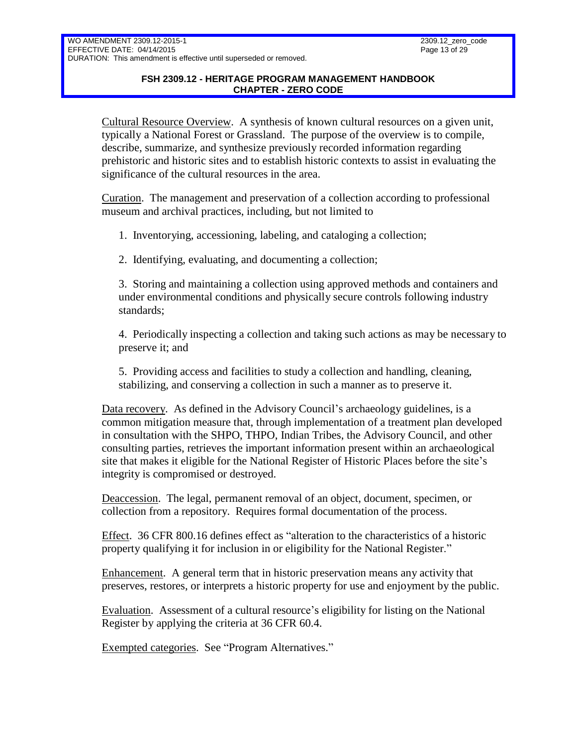Cultural Resource Overview. A synthesis of known cultural resources on a given unit, typically a National Forest or Grassland. The purpose of the overview is to compile, describe, summarize, and synthesize previously recorded information regarding prehistoric and historic sites and to establish historic contexts to assist in evaluating the significance of the cultural resources in the area.

Curation. The management and preservation of a collection according to professional museum and archival practices, including, but not limited to

1. Inventorying, accessioning, labeling, and cataloging a collection;

2. Identifying, evaluating, and documenting a collection;

3. Storing and maintaining a collection using approved methods and containers and under environmental conditions and physically secure controls following industry standards;

4. Periodically inspecting a collection and taking such actions as may be necessary to preserve it; and

5. Providing access and facilities to study a collection and handling, cleaning, stabilizing, and conserving a collection in such a manner as to preserve it.

Data recovery. As defined in the Advisory Council's archaeology guidelines, is a common mitigation measure that, through implementation of a treatment plan developed in consultation with the SHPO, THPO, Indian Tribes, the Advisory Council, and other consulting parties, retrieves the important information present within an archaeological site that makes it eligible for the National Register of Historic Places before the site's integrity is compromised or destroyed.

Deaccession. The legal, permanent removal of an object, document, specimen, or collection from a repository. Requires formal documentation of the process.

Effect. 36 CFR 800.16 defines effect as "alteration to the characteristics of a historic property qualifying it for inclusion in or eligibility for the National Register."

Enhancement. A general term that in historic preservation means any activity that preserves, restores, or interprets a historic property for use and enjoyment by the public.

Evaluation. Assessment of a cultural resource's eligibility for listing on the National Register by applying the criteria at 36 CFR 60.4.

Exempted categories. See "Program Alternatives."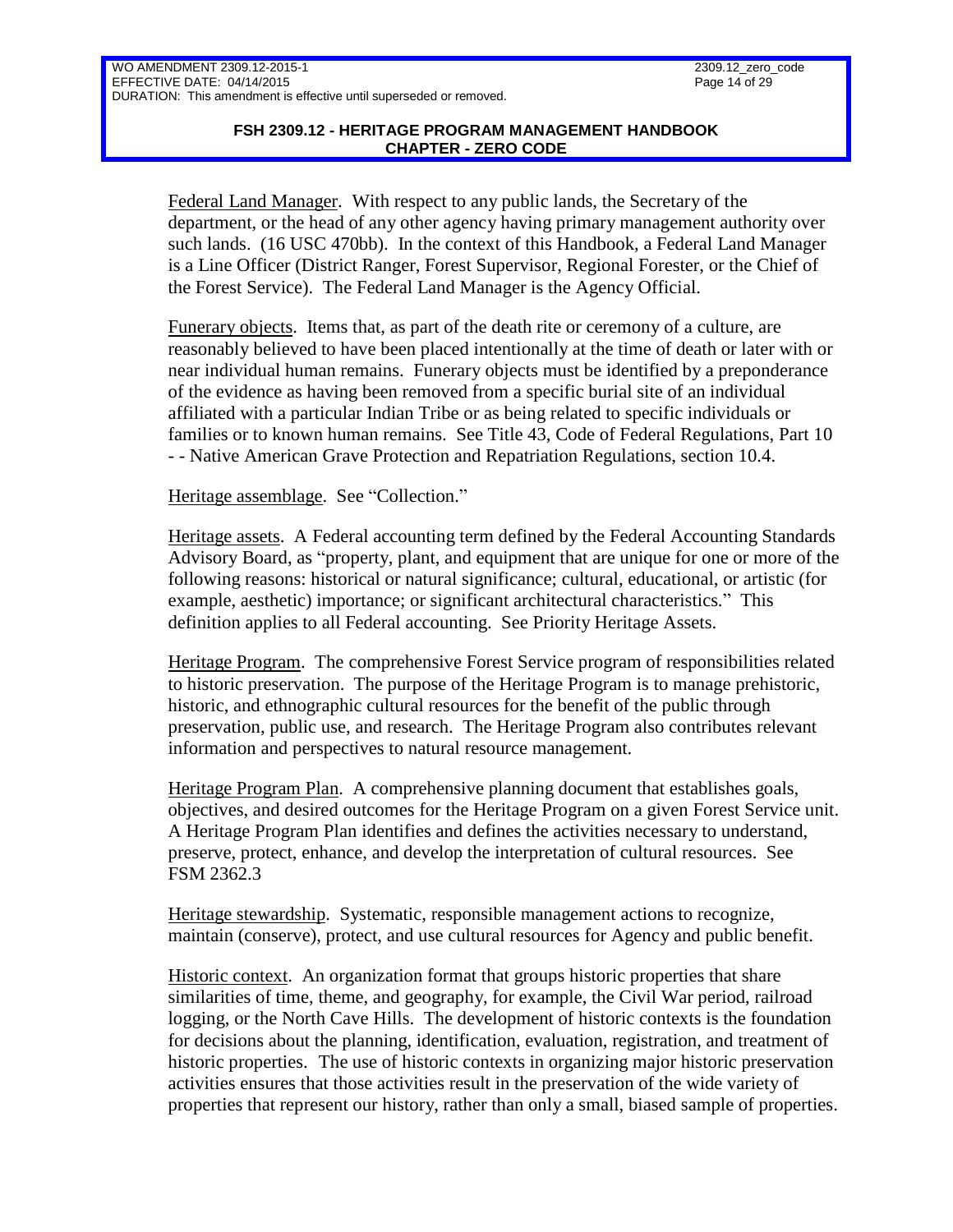Federal Land Manager. With respect to any public lands, the Secretary of the department, or the head of any other agency having primary management authority over such lands. (16 USC 470bb). In the context of this Handbook, a Federal Land Manager is a Line Officer (District Ranger, Forest Supervisor, Regional Forester, or the Chief of the Forest Service). The Federal Land Manager is the Agency Official.

Funerary objects. Items that, as part of the death rite or ceremony of a culture, are reasonably believed to have been placed intentionally at the time of death or later with or near individual human remains. Funerary objects must be identified by a preponderance of the evidence as having been removed from a specific burial site of an individual affiliated with a particular Indian Tribe or as being related to specific individuals or families or to known human remains. See Title 43, Code of Federal Regulations, Part 10 - - Native American Grave Protection and Repatriation Regulations, section 10.4.

Heritage assemblage. See "Collection."

Heritage assets. A Federal accounting term defined by the Federal Accounting Standards Advisory Board, as "property, plant, and equipment that are unique for one or more of the following reasons: historical or natural significance; cultural, educational, or artistic (for example, aesthetic) importance; or significant architectural characteristics." This definition applies to all Federal accounting. See Priority Heritage Assets.

Heritage Program. The comprehensive Forest Service program of responsibilities related to historic preservation. The purpose of the Heritage Program is to manage prehistoric, historic, and ethnographic cultural resources for the benefit of the public through preservation, public use, and research. The Heritage Program also contributes relevant information and perspectives to natural resource management.

Heritage Program Plan. A comprehensive planning document that establishes goals, objectives, and desired outcomes for the Heritage Program on a given Forest Service unit. A Heritage Program Plan identifies and defines the activities necessary to understand, preserve, protect, enhance, and develop the interpretation of cultural resources. See FSM 2362.3

Heritage stewardship. Systematic, responsible management actions to recognize, maintain (conserve), protect, and use cultural resources for Agency and public benefit.

Historic context. An organization format that groups historic properties that share similarities of time, theme, and geography, for example, the Civil War period, railroad logging, or the North Cave Hills. The development of historic contexts is the foundation for decisions about the planning, identification, evaluation, registration, and treatment of historic properties. The use of historic contexts in organizing major historic preservation activities ensures that those activities result in the preservation of the wide variety of properties that represent our history, rather than only a small, biased sample of properties.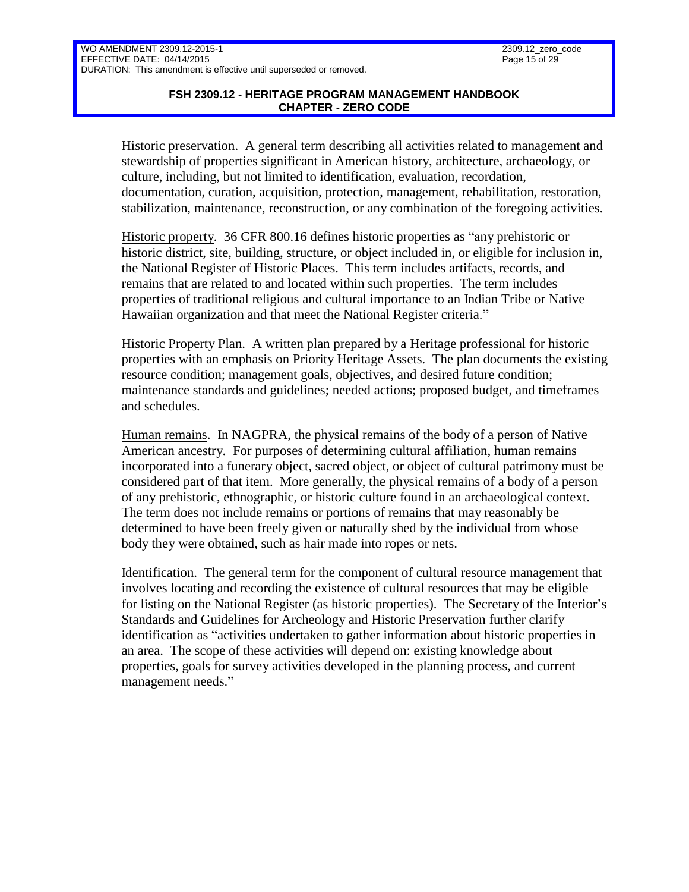Historic preservation. A general term describing all activities related to management and stewardship of properties significant in American history, architecture, archaeology, or culture, including, but not limited to identification, evaluation, recordation, documentation, curation, acquisition, protection, management, rehabilitation, restoration, stabilization, maintenance, reconstruction, or any combination of the foregoing activities.

Historic property. 36 CFR 800.16 defines historic properties as "any prehistoric or historic district, site, building, structure, or object included in, or eligible for inclusion in, the National Register of Historic Places. This term includes artifacts, records, and remains that are related to and located within such properties. The term includes properties of traditional religious and cultural importance to an Indian Tribe or Native Hawaiian organization and that meet the National Register criteria."

Historic Property Plan. A written plan prepared by a Heritage professional for historic properties with an emphasis on Priority Heritage Assets. The plan documents the existing resource condition; management goals, objectives, and desired future condition; maintenance standards and guidelines; needed actions; proposed budget, and timeframes and schedules.

Human remains. In NAGPRA, the physical remains of the body of a person of Native American ancestry. For purposes of determining cultural affiliation, human remains incorporated into a funerary object, sacred object, or object of cultural patrimony must be considered part of that item. More generally, the physical remains of a body of a person of any prehistoric, ethnographic, or historic culture found in an archaeological context. The term does not include remains or portions of remains that may reasonably be determined to have been freely given or naturally shed by the individual from whose body they were obtained, such as hair made into ropes or nets.

Identification. The general term for the component of cultural resource management that involves locating and recording the existence of cultural resources that may be eligible for listing on the National Register (as historic properties). The Secretary of the Interior's Standards and Guidelines for Archeology and Historic Preservation further clarify identification as "activities undertaken to gather information about historic properties in an area. The scope of these activities will depend on: existing knowledge about properties, goals for survey activities developed in the planning process, and current management needs."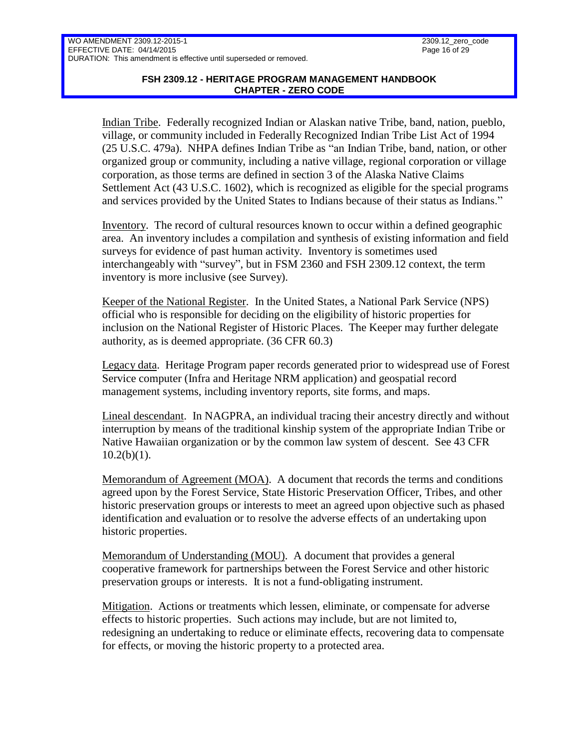Indian Tribe. Federally recognized Indian or Alaskan native Tribe, band, nation, pueblo, village, or community included in Federally Recognized Indian Tribe List Act of 1994 (25 U.S.C. 479a). NHPA defines Indian Tribe as "an Indian Tribe, band, nation, or other organized group or community, including a native village, regional corporation or village corporation, as those terms are defined in section 3 of the Alaska Native Claims Settlement Act (43 U.S.C. 1602), which is recognized as eligible for the special programs and services provided by the United States to Indians because of their status as Indians."

Inventory. The record of cultural resources known to occur within a defined geographic area. An inventory includes a compilation and synthesis of existing information and field surveys for evidence of past human activity. Inventory is sometimes used interchangeably with "survey", but in FSM 2360 and FSH 2309.12 context, the term inventory is more inclusive (see Survey).

Keeper of the National Register. In the United States, a National Park Service (NPS) official who is responsible for deciding on the eligibility of historic properties for inclusion on the National Register of Historic Places. The Keeper may further delegate authority, as is deemed appropriate. (36 CFR 60.3)

Legacy data. Heritage Program paper records generated prior to widespread use of Forest Service computer (Infra and Heritage NRM application) and geospatial record management systems, including inventory reports, site forms, and maps.

Lineal descendant. In NAGPRA, an individual tracing their ancestry directly and without interruption by means of the traditional kinship system of the appropriate Indian Tribe or Native Hawaiian organization or by the common law system of descent. See 43 CFR 10.2(b)(1).

Memorandum of Agreement (MOA). A document that records the terms and conditions agreed upon by the Forest Service, State Historic Preservation Officer, Tribes, and other historic preservation groups or interests to meet an agreed upon objective such as phased identification and evaluation or to resolve the adverse effects of an undertaking upon historic properties.

Memorandum of Understanding (MOU). A document that provides a general cooperative framework for partnerships between the Forest Service and other historic preservation groups or interests. It is not a fund-obligating instrument.

Mitigation. Actions or treatments which lessen, eliminate, or compensate for adverse effects to historic properties. Such actions may include, but are not limited to, redesigning an undertaking to reduce or eliminate effects, recovering data to compensate for effects, or moving the historic property to a protected area.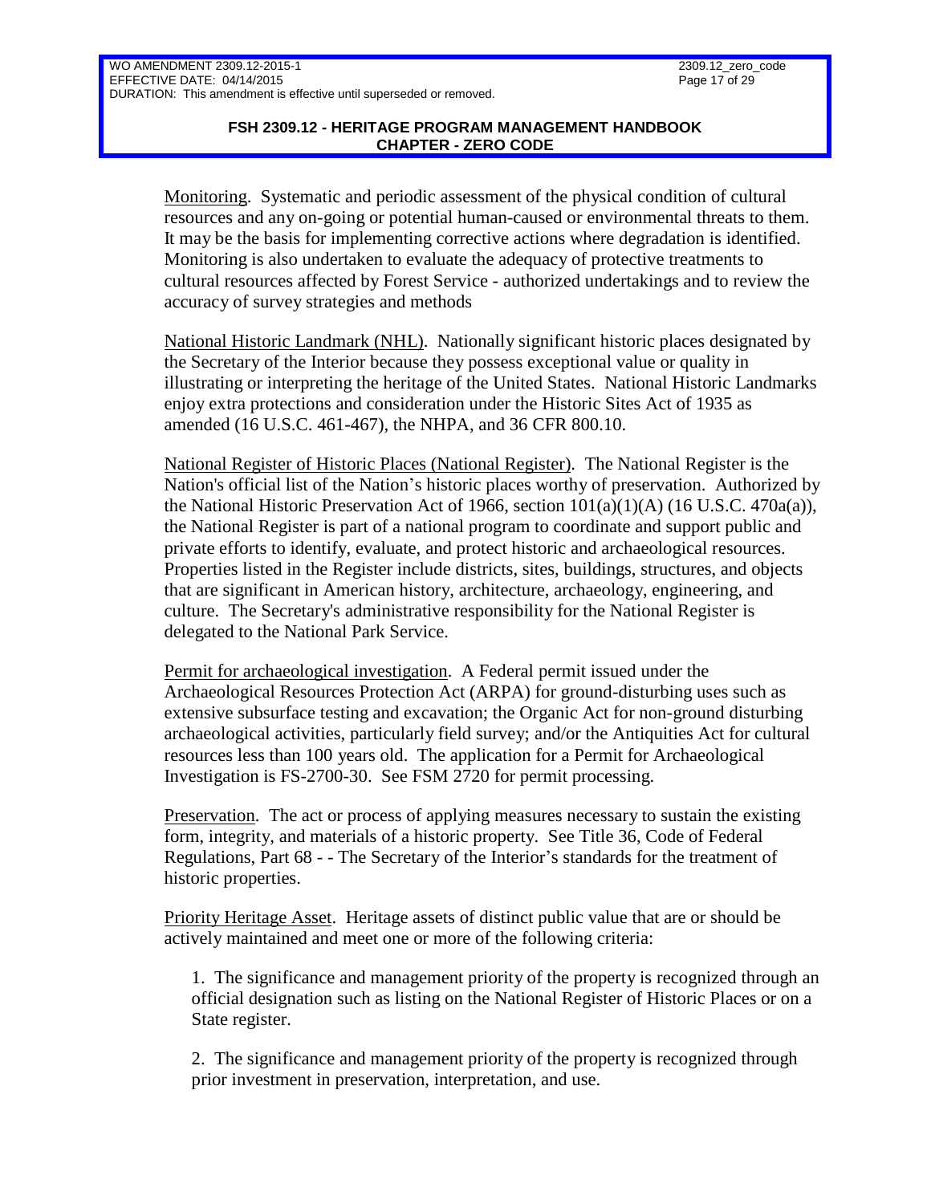Monitoring. Systematic and periodic assessment of the physical condition of cultural resources and any on-going or potential human-caused or environmental threats to them. It may be the basis for implementing corrective actions where degradation is identified. Monitoring is also undertaken to evaluate the adequacy of protective treatments to cultural resources affected by Forest Service - authorized undertakings and to review the accuracy of survey strategies and methods

National Historic Landmark (NHL). Nationally significant historic places designated by the Secretary of the Interior because they possess exceptional value or quality in illustrating or interpreting the heritage of the United States. National Historic Landmarks enjoy extra protections and consideration under the Historic Sites Act of 1935 as amended (16 U.S.C. 461-467), the NHPA, and 36 CFR 800.10.

National Register of Historic Places (National Register). The National Register is the Nation's official list of the Nation's historic places worthy of preservation. Authorized by the National Historic Preservation Act of 1966, section 101(a)(1)(A) (16 U.S.C. 470a(a)), the National Register is part of a national program to coordinate and support public and private efforts to identify, evaluate, and protect historic and archaeological resources. Properties listed in the Register include districts, sites, buildings, structures, and objects that are significant in American history, architecture, archaeology, engineering, and culture. The Secretary's administrative responsibility for the National Register is delegated to the National Park Service.

Permit for archaeological investigation. A Federal permit issued under the Archaeological Resources Protection Act (ARPA) for ground-disturbing uses such as extensive subsurface testing and excavation; the Organic Act for non-ground disturbing archaeological activities, particularly field survey; and/or the Antiquities Act for cultural resources less than 100 years old. The application for a Permit for Archaeological Investigation is FS-2700-30. See FSM 2720 for permit processing.

Preservation. The act or process of applying measures necessary to sustain the existing form, integrity, and materials of a historic property. See Title 36, Code of Federal Regulations, Part 68 - - The Secretary of the Interior's standards for the treatment of historic properties.

Priority Heritage Asset. Heritage assets of distinct public value that are or should be actively maintained and meet one or more of the following criteria:

1. The significance and management priority of the property is recognized through an official designation such as listing on the National Register of Historic Places or on a State register.

2. The significance and management priority of the property is recognized through prior investment in preservation, interpretation, and use.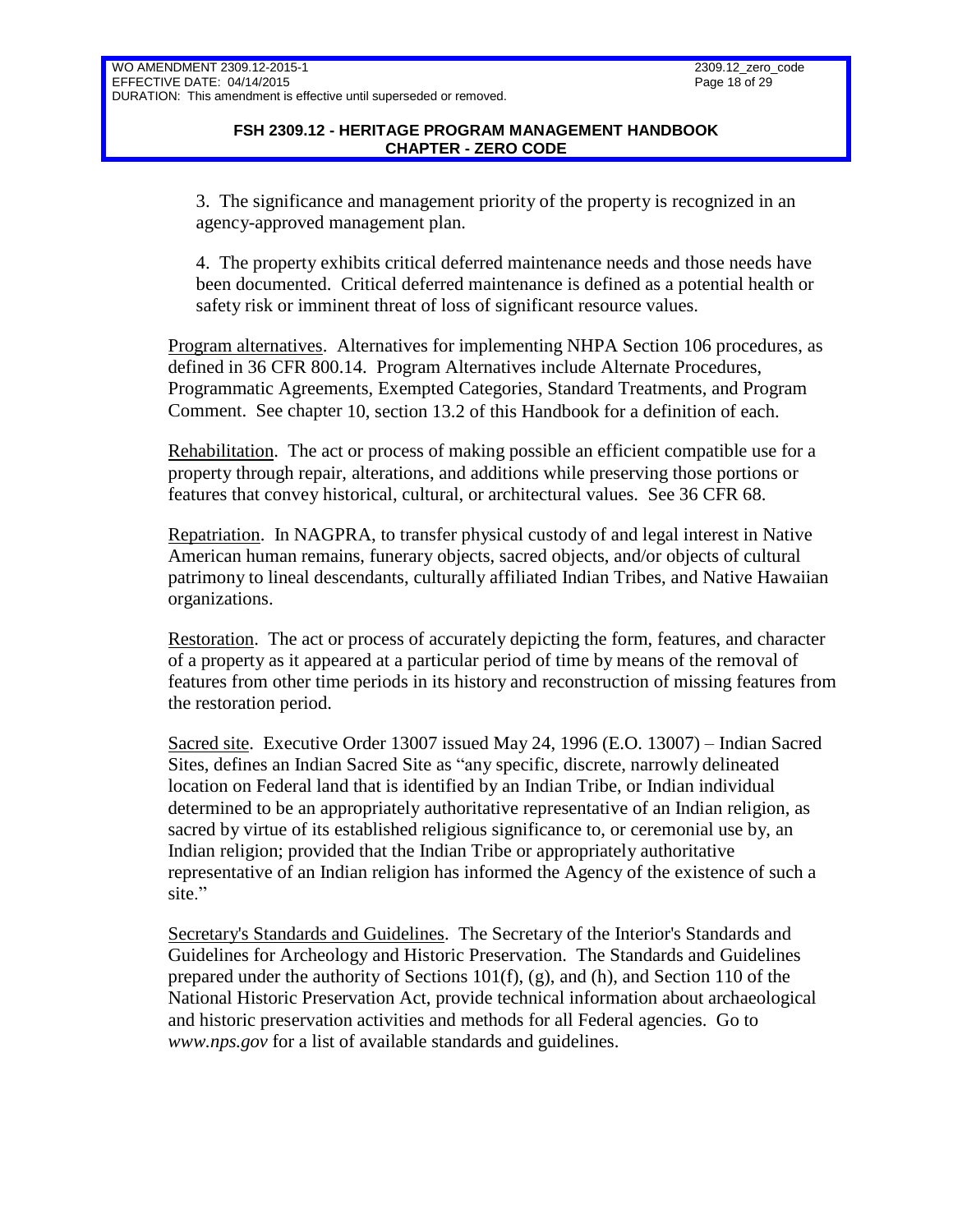3. The significance and management priority of the property is recognized in an agency-approved management plan.

4. The property exhibits critical deferred maintenance needs and those needs have been documented. Critical deferred maintenance is defined as a potential health or safety risk or imminent threat of loss of significant resource values.

Program alternatives. Alternatives for implementing NHPA Section 106 procedures, as defined in 36 CFR 800.14. Program Alternatives include Alternate Procedures, Programmatic Agreements, Exempted Categories, Standard Treatments, and Program Comment. See chapter 10, section 13.2 of this Handbook for a definition of each.

Rehabilitation. The act or process of making possible an efficient compatible use for a property through repair, alterations, and additions while preserving those portions or features that convey historical, cultural, or architectural values. See 36 CFR 68.

Repatriation. In NAGPRA, to transfer physical custody of and legal interest in Native American human remains, funerary objects, sacred objects, and/or objects of cultural patrimony to lineal descendants, culturally affiliated Indian Tribes, and Native Hawaiian organizations.

Restoration. The act or process of accurately depicting the form, features, and character of a property as it appeared at a particular period of time by means of the removal of features from other time periods in its history and reconstruction of missing features from the restoration period.

Sacred site. Executive Order 13007 issued May 24, 1996 (E.O. 13007) – Indian Sacred Sites, defines an Indian Sacred Site as "any specific, discrete, narrowly delineated location on Federal land that is identified by an Indian Tribe, or Indian individual determined to be an appropriately authoritative representative of an Indian religion, as sacred by virtue of its established religious significance to, or ceremonial use by, an Indian religion; provided that the Indian Tribe or appropriately authoritative representative of an Indian religion has informed the Agency of the existence of such a site."

Secretary's Standards and Guidelines. The Secretary of the Interior's Standards and Guidelines for Archeology and Historic Preservation. The Standards and Guidelines prepared under the authority of Sections 101(f), (g), and (h), and Section 110 of the National Historic Preservation Act, provide technical information about archaeological and historic preservation activities and methods for all Federal agencies. Go to *www.nps.gov* for a list of available standards and guidelines.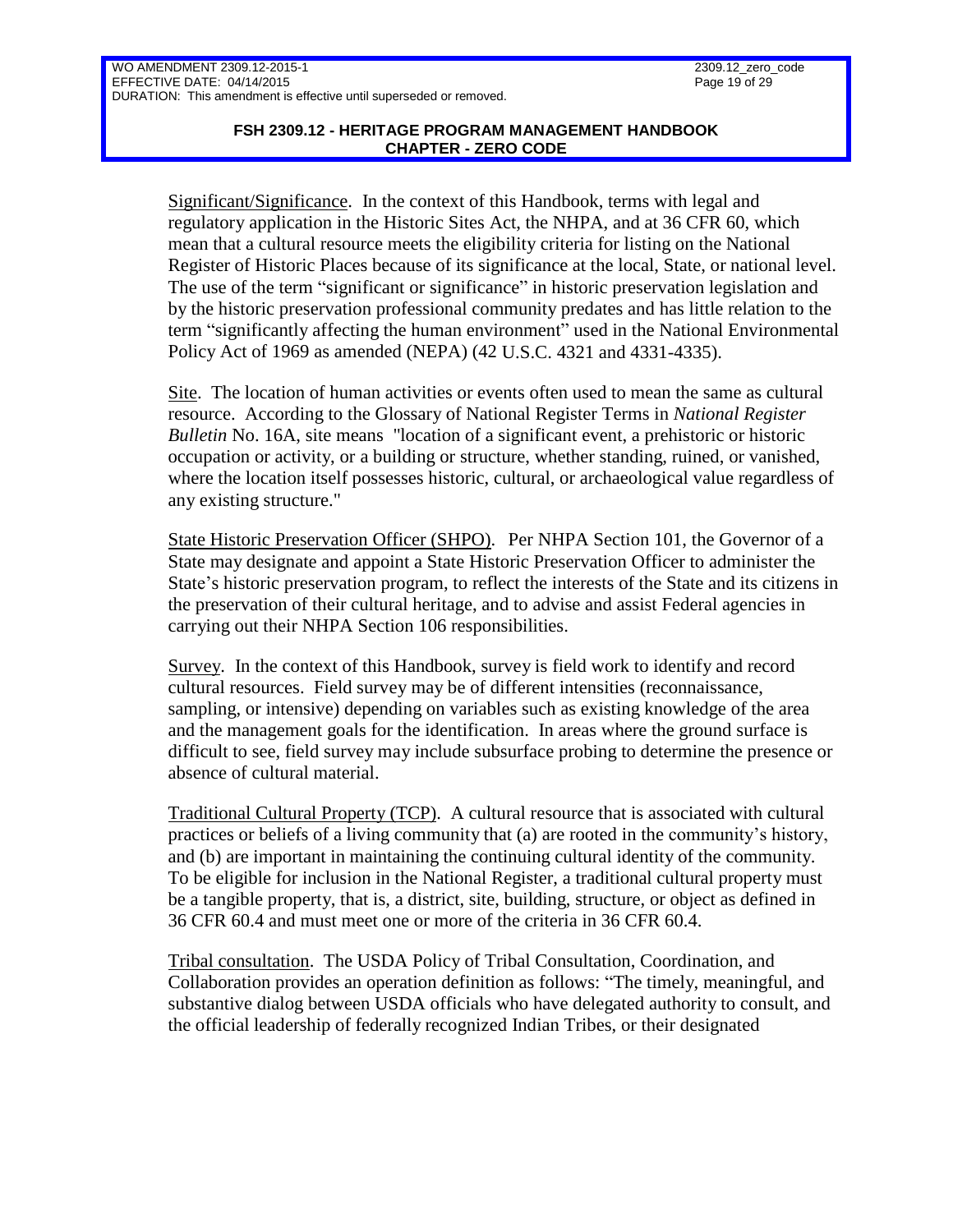Significant/Significance. In the context of this Handbook, terms with legal and regulatory application in the Historic Sites Act, the NHPA, and at 36 CFR 60, which mean that a cultural resource meets the eligibility criteria for listing on the National Register of Historic Places because of its significance at the local, State, or national level. The use of the term "significant or significance" in historic preservation legislation and by the historic preservation professional community predates and has little relation to the term "significantly affecting the human environment" used in the National Environmental Policy Act of 1969 as amended (NEPA) (42 U.S.C. 4321 and 4331-4335).

Site. The location of human activities or events often used to mean the same as cultural resource. According to the Glossary of National Register Terms in *National Register Bulletin* No. 16A, site means "location of a significant event, a prehistoric or historic occupation or activity, or a building or structure, whether standing, ruined, or vanished, where the location itself possesses historic, cultural, or archaeological value regardless of any existing structure."

State Historic Preservation Officer (SHPO). Per NHPA Section 101, the Governor of a State may designate and appoint a State Historic Preservation Officer to administer the State's historic preservation program, to reflect the interests of the State and its citizens in the preservation of their cultural heritage, and to advise and assist Federal agencies in carrying out their NHPA Section 106 responsibilities.

Survey. In the context of this Handbook, survey is field work to identify and record cultural resources. Field survey may be of different intensities (reconnaissance, sampling, or intensive) depending on variables such as existing knowledge of the area and the management goals for the identification. In areas where the ground surface is difficult to see, field survey may include subsurface probing to determine the presence or absence of cultural material.

Traditional Cultural Property (TCP). A cultural resource that is associated with cultural practices or beliefs of a living community that (a) are rooted in the community's history, and (b) are important in maintaining the continuing cultural identity of the community. To be eligible for inclusion in the National Register, a traditional cultural property must be a tangible property, that is, a district, site, building, structure, or object as defined in 36 CFR 60.4 and must meet one or more of the criteria in 36 CFR 60.4.

Tribal consultation. The USDA Policy of Tribal Consultation, Coordination, and Collaboration provides an operation definition as follows: "The timely, meaningful, and substantive dialog between USDA officials who have delegated authority to consult, and the official leadership of federally recognized Indian Tribes, or their designated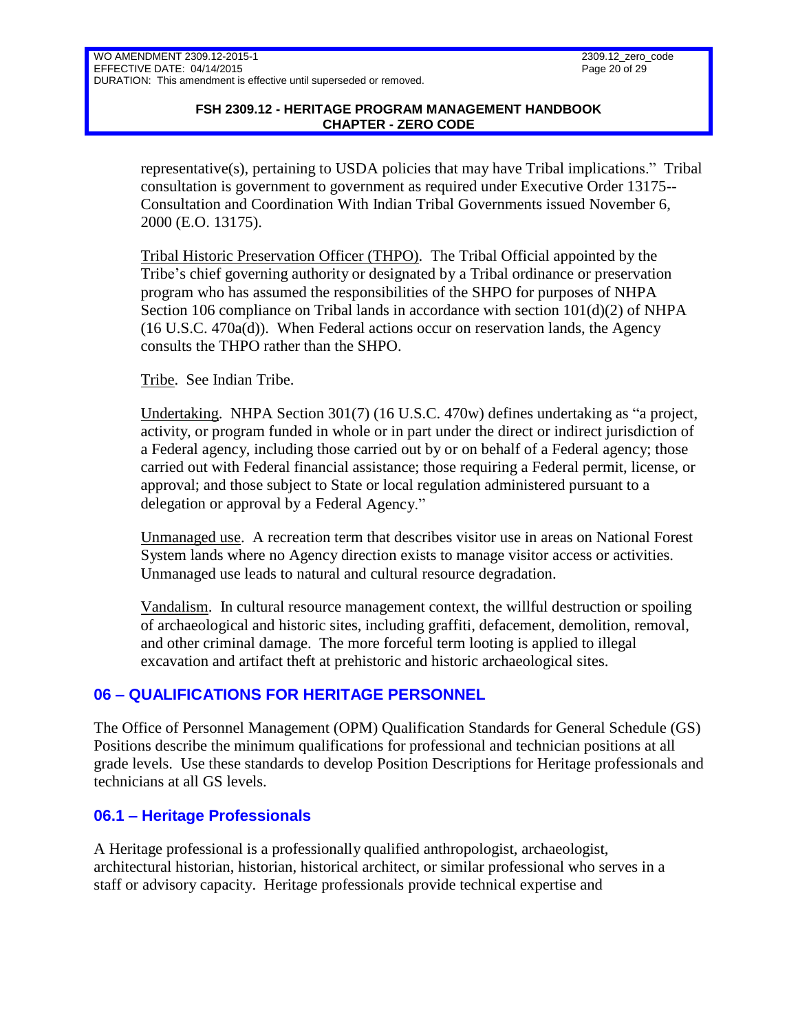representative(s), pertaining to USDA policies that may have Tribal implications." Tribal consultation is government to government as required under Executive Order 13175--Consultation and Coordination With Indian Tribal Governments issued November 6, 2000 (E.O. 13175).

Tribal Historic Preservation Officer (THPO). The Tribal Official appointed by the Tribe's chief governing authority or designated by a Tribal ordinance or preservation program who has assumed the responsibilities of the SHPO for purposes of NHPA Section 106 compliance on Tribal lands in accordance with section 101(d)(2) of NHPA (16 U.S.C. 470a(d)). When Federal actions occur on reservation lands, the Agency consults the THPO rather than the SHPO.

Tribe. See Indian Tribe.

Undertaking. NHPA Section 301(7) (16 U.S.C. 470w) defines undertaking as "a project, activity, or program funded in whole or in part under the direct or indirect jurisdiction of a Federal agency, including those carried out by or on behalf of a Federal agency; those carried out with Federal financial assistance; those requiring a Federal permit, license, or approval; and those subject to State or local regulation administered pursuant to a delegation or approval by a Federal Agency."

Unmanaged use. A recreation term that describes visitor use in areas on National Forest System lands where no Agency direction exists to manage visitor access or activities. Unmanaged use leads to natural and cultural resource degradation.

Vandalism. In cultural resource management context, the willful destruction or spoiling of archaeological and historic sites, including graffiti, defacement, demolition, removal, and other criminal damage. The more forceful term looting is applied to illegal excavation and artifact theft at prehistoric and historic archaeological sites.

## 06 – QUALIFICATIONS FOR HERITAGE PERSONNEL

The Office of Personnel Management (OPM) Qualification Standards for General Schedule (GS) Positions describe the minimum qualifications for professional and technician positions at all grade levels. Use these standards to develop Position Descriptions for Heritage professionals and technicians at all GS levels.

## 06.1 – Heritage Professionals

A Heritage professional is a professionally qualified anthropologist, archaeologist, architectural historian, historian, historical architect, or similar professional who serves in a staff or advisory capacity. Heritage professionals provide technical expertise and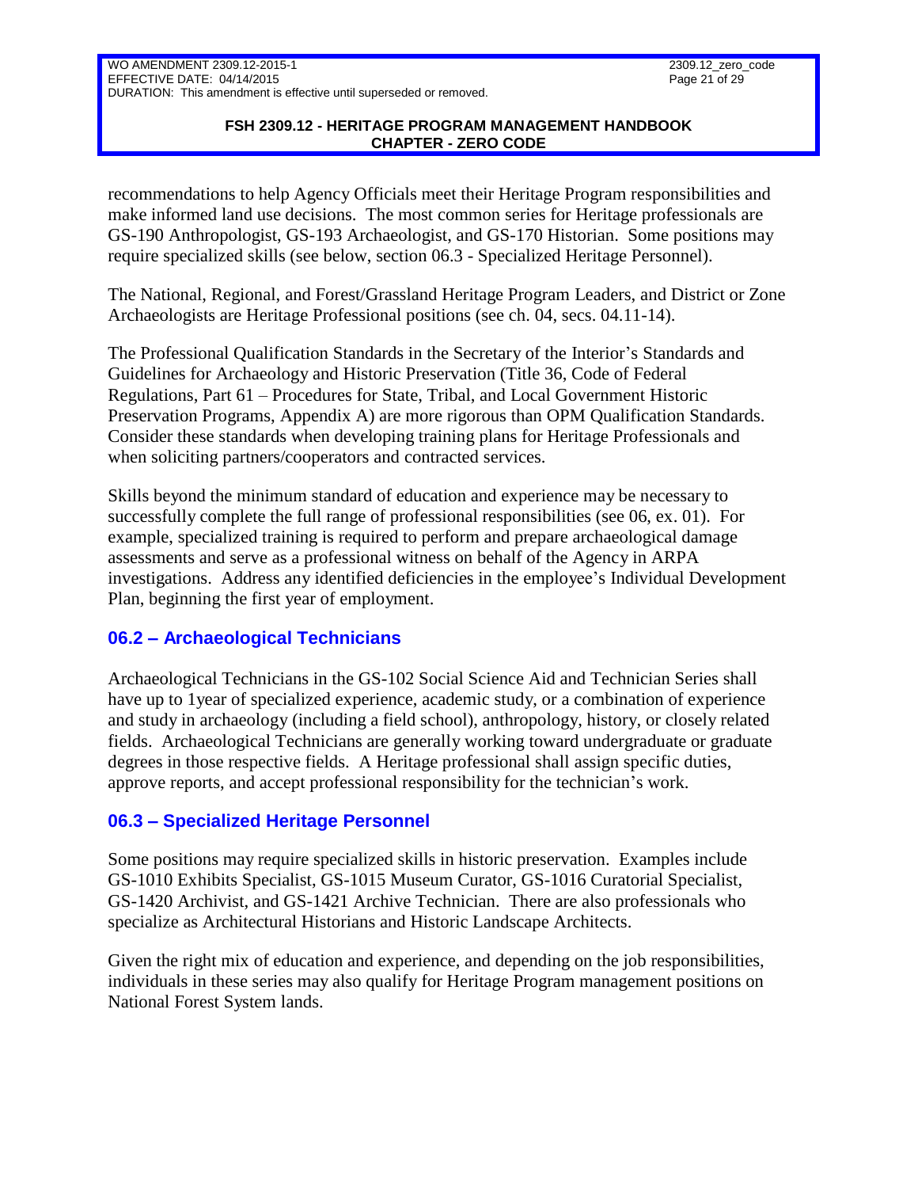recommendations to help Agency Officials meet their Heritage Program responsibilities and make informed land use decisions. The most common series for Heritage professionals are GS-190 Anthropologist, GS-193 Archaeologist, and GS-170 Historian. Some positions may require specialized skills (see below, section 06.3 - Specialized Heritage Personnel).

The National, Regional, and Forest/Grassland Heritage Program Leaders, and District or Zone Archaeologists are Heritage Professional positions (see ch. 04, secs. 04.11-14).

The Professional Qualification Standards in the Secretary of the Interior's Standards and Guidelines for Archaeology and Historic Preservation (Title 36, Code of Federal Regulations, Part 61 – Procedures for State, Tribal, and Local Government Historic Preservation Programs, Appendix A) are more rigorous than OPM Qualification Standards. Consider these standards when developing training plans for Heritage Professionals and when soliciting partners/cooperators and contracted services.

Skills beyond the minimum standard of education and experience may be necessary to successfully complete the full range of professional responsibilities (see 06, ex. 01). For example, specialized training is required to perform and prepare archaeological damage assessments and serve as a professional witness on behalf of the Agency in ARPA investigations. Address any identified deficiencies in the employee's Individual Development Plan, beginning the first year of employment.

## 06.2 – Archaeological Technicians

Archaeological Technicians in the GS-102 Social Science Aid and Technician Series shall have up to 1year of specialized experience, academic study, or a combination of experience and study in archaeology (including a field school), anthropology, history, or closely related fields. Archaeological Technicians are generally working toward undergraduate or graduate degrees in those respective fields. A Heritage professional shall assign specific duties, approve reports, and accept professional responsibility for the technician's work.

## 06.3 – Specialized Heritage Personnel

Some positions may require specialized skills in historic preservation. Examples include GS-1010 Exhibits Specialist, GS-1015 Museum Curator, GS-1016 Curatorial Specialist, GS-1420 Archivist, and GS-1421 Archive Technician. There are also professionals who specialize as Architectural Historians and Historic Landscape Architects.

Given the right mix of education and experience, and depending on the job responsibilities, individuals in these series may also qualify for Heritage Program management positions on National Forest System lands.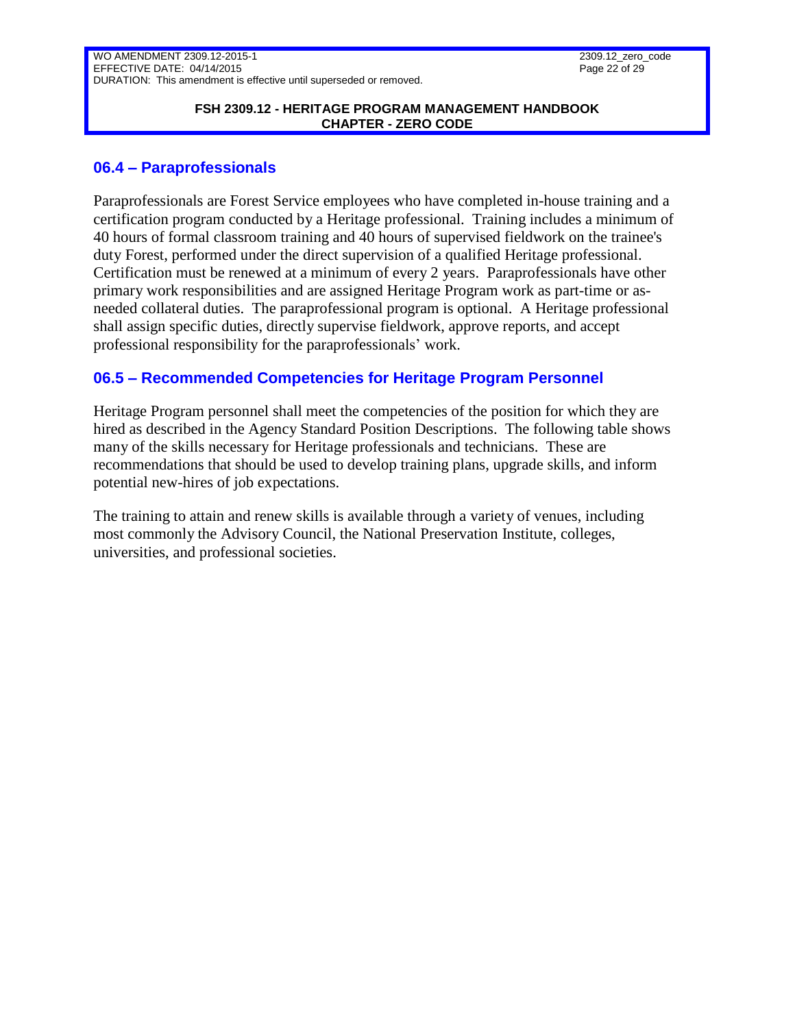## 06.4 – Paraprofessionals

Paraprofessionals are Forest Service employees who have completed in-house training and a certification program conducted by a Heritage professional. Training includes a minimum of 40 hours of formal classroom training and 40 hours of supervised fieldwork on the trainee's duty Forest, performed under the direct supervision of a qualified Heritage professional. Certification must be renewed at a minimum of every 2 years. Paraprofessionals have other primary work responsibilities and are assigned Heritage Program work as part-time or as-needed collateral duties. The paraprofessional program is optional. A Heritage professional shall assign specific duties, directly supervise fieldwork, approve reports, and accept professional responsibility for the paraprofessionals' work.

## 06.5 – Recommended Competencies for Heritage Program Personnel

Heritage Program personnel shall meet the competencies of the position for which they are hired as described in the Agency Standard Position Descriptions. The following table shows many of the skills necessary for Heritage professionals and technicians. These are recommendations that should be used to develop training plans, upgrade skills, and inform potential new-hires of job expectations.

The training to attain and renew skills is available through a variety of venues, including most commonly the Advisory Council, the National Preservation Institute, colleges, universities, and professional societies.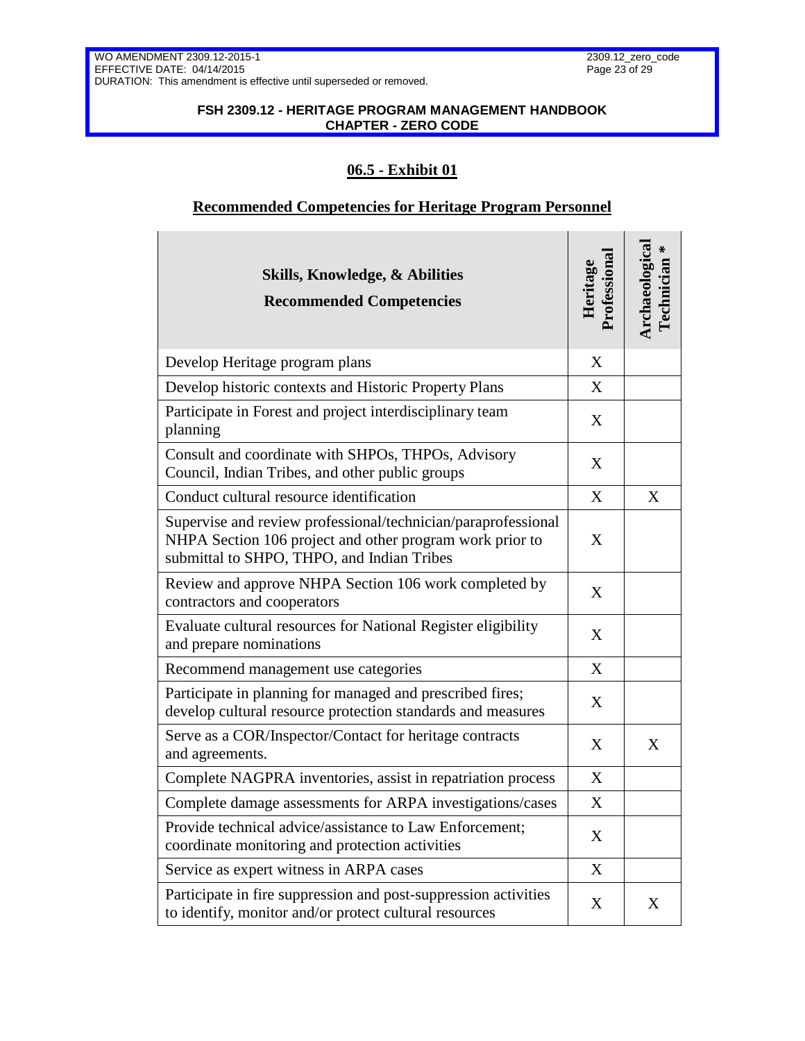## 06.5 - Exhibit 01

## Recommended Competencies for Heritage Program Personnel

| Skills, Knowledge, & Abilities<br>Recommended Competencies | Heritage Professional | Archaeological Technician * |
|---|---|---|
| Develop Heritage program plans | X | |
| Develop historic contexts and Historic Property Plans | X | |
| Participate in Forest and project interdisciplinary team planning | X | |
| Consult and coordinate with SHPOs, THPOs, Advisory Council, Indian Tribes, and other public groups | X | |
| Conduct cultural resource identification | X | X |
| Supervise and review professional/technician/paraprofessional NHPA Section 106 project and other program work prior to submittal to SHPO, THPO, and Indian Tribes | X | |
| Review and approve NHPA Section 106 work completed by contractors and cooperators | X | |
| Evaluate cultural resources for National Register eligibility and prepare nominations | X | |
| Recommend management use categories | X | |
| Participate in planning for managed and prescribed fires; develop cultural resource protection standards and measures | X | |
| Serve as a COR/Inspector/Contact for heritage contracts and agreements. | X | X |
| Complete NAGPRA inventories, assist in repatriation process | X | |
| Complete damage assessments for ARPA investigations/cases | X | |
| Provide technical advice/assistance to Law Enforcement; coordinate monitoring and protection activities | X | |
| Service as expert witness in ARPA cases | X | |
| Participate in fire suppression and post-suppression activities to identify, monitor and/or protect cultural resources | X | X |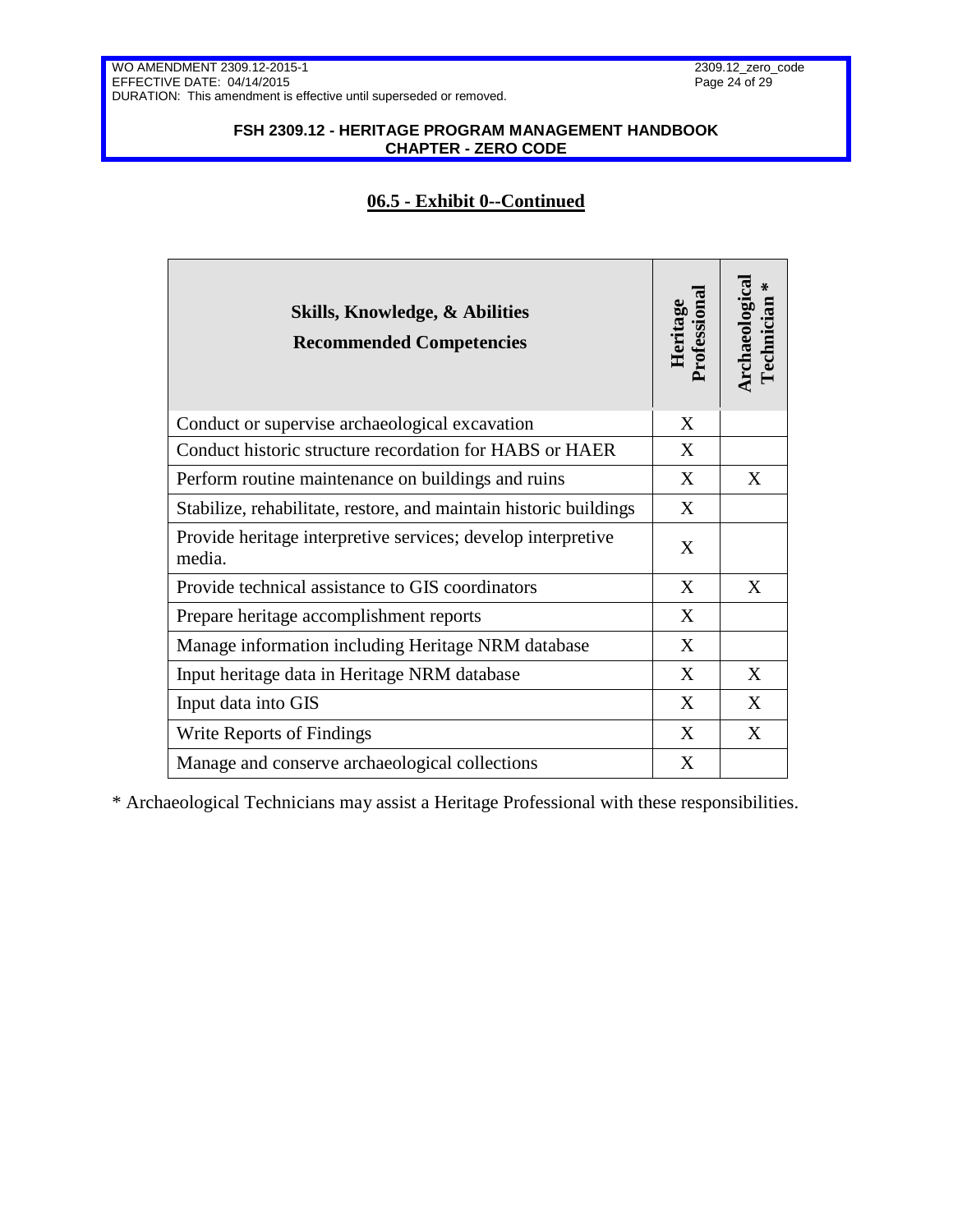## 06.5 - Exhibit 0--Continued

| Skills, Knowledge, & Abilities<br>Recommended Competencies | Heritage Professional | Archaeological Technician * |
|---|---|---|
| Conduct or supervise archaeological excavation | X | |
| Conduct historic structure recordation for HABS or HAER | X | |
| Perform routine maintenance on buildings and ruins | X | X |
| Stabilize, rehabilitate, restore, and maintain historic buildings | X | |
| Provide heritage interpretive services; develop interpretive media. | X | |
| Provide technical assistance to GIS coordinators | X | X |
| Prepare heritage accomplishment reports | X | |
| Manage information including Heritage NRM database | X | |
| Input heritage data in Heritage NRM database | X | X |
| Input data into GIS | X | X |
| Write Reports of Findings | X | X |
| Manage and conserve archaeological collections | X | |

* Archaeological Technicians may assist a Heritage Professional with these responsibilities.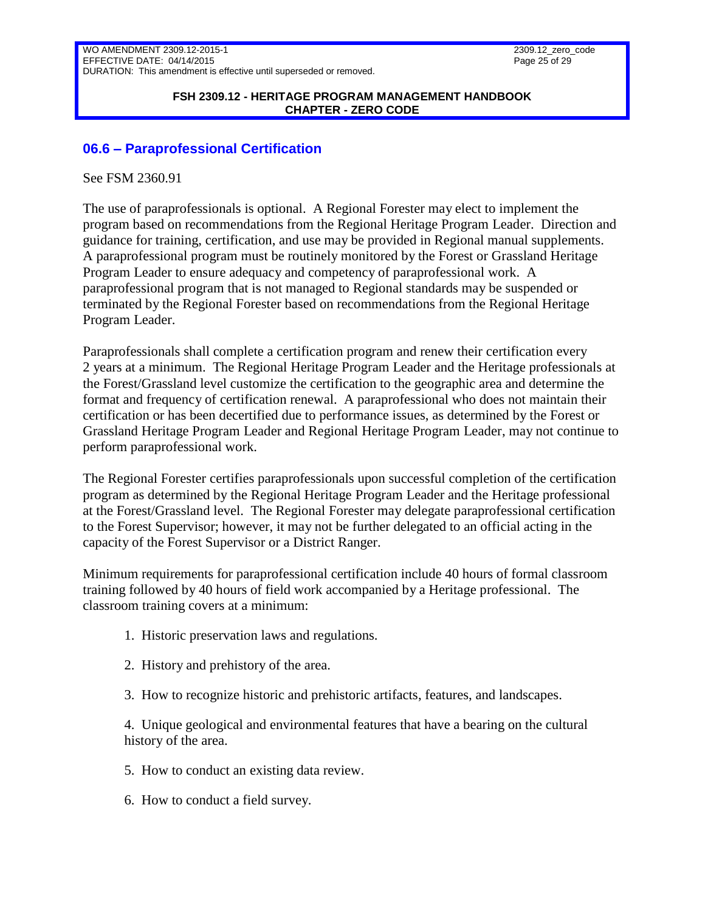## 06.6 – Paraprofessional Certification

See FSM 2360.91

The use of paraprofessionals is optional. A Regional Forester may elect to implement the program based on recommendations from the Regional Heritage Program Leader. Direction and guidance for training, certification, and use may be provided in Regional manual supplements. A paraprofessional program must be routinely monitored by the Forest or Grassland Heritage Program Leader to ensure adequacy and competency of paraprofessional work. A paraprofessional program that is not managed to Regional standards may be suspended or terminated by the Regional Forester based on recommendations from the Regional Heritage Program Leader.

Paraprofessionals shall complete a certification program and renew their certification every 2 years at a minimum. The Regional Heritage Program Leader and the Heritage professionals at the Forest/Grassland level customize the certification to the geographic area and determine the format and frequency of certification renewal. A paraprofessional who does not maintain their certification or has been decertified due to performance issues, as determined by the Forest or Grassland Heritage Program Leader and Regional Heritage Program Leader, may not continue to perform paraprofessional work.

The Regional Forester certifies paraprofessionals upon successful completion of the certification program as determined by the Regional Heritage Program Leader and the Heritage professional at the Forest/Grassland level. The Regional Forester may delegate paraprofessional certification to the Forest Supervisor; however, it may not be further delegated to an official acting in the capacity of the Forest Supervisor or a District Ranger.

Minimum requirements for paraprofessional certification include 40 hours of formal classroom training followed by 40 hours of field work accompanied by a Heritage professional. The classroom training covers at a minimum:

1. Historic preservation laws and regulations.

2. History and prehistory of the area.

3. How to recognize historic and prehistoric artifacts, features, and landscapes.

4. Unique geological and environmental features that have a bearing on the cultural history of the area.

5. How to conduct an existing data review.

6. How to conduct a field survey.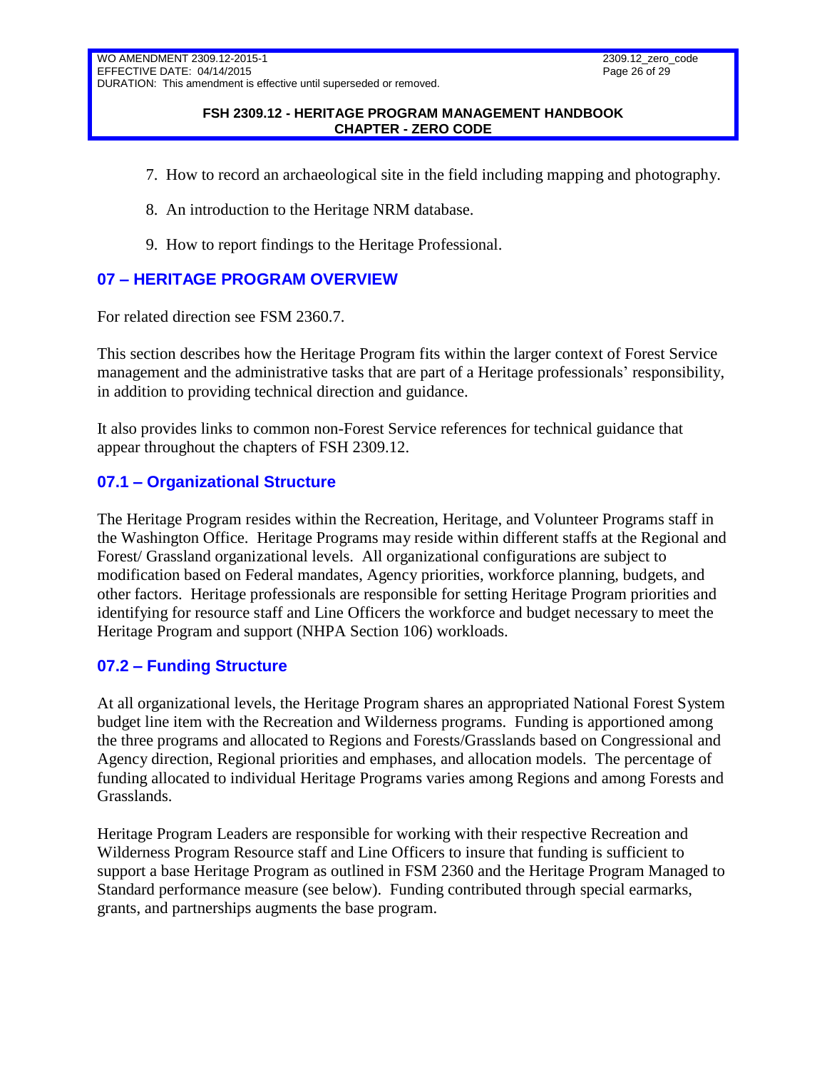7. How to record an archaeological site in the field including mapping and photography.

8. An introduction to the Heritage NRM database.

9. How to report findings to the Heritage Professional.

## 07 – HERITAGE PROGRAM OVERVIEW

For related direction see FSM 2360.7.

This section describes how the Heritage Program fits within the larger context of Forest Service management and the administrative tasks that are part of a Heritage professionals' responsibility, in addition to providing technical direction and guidance.

It also provides links to common non-Forest Service references for technical guidance that appear throughout the chapters of FSH 2309.12.

## 07.1 – Organizational Structure

The Heritage Program resides within the Recreation, Heritage, and Volunteer Programs staff in the Washington Office. Heritage Programs may reside within different staffs at the Regional and Forest/ Grassland organizational levels. All organizational configurations are subject to modification based on Federal mandates, Agency priorities, workforce planning, budgets, and other factors. Heritage professionals are responsible for setting Heritage Program priorities and identifying for resource staff and Line Officers the workforce and budget necessary to meet the Heritage Program and support (NHPA Section 106) workloads.

## 07.2 – Funding Structure

At all organizational levels, the Heritage Program shares an appropriated National Forest System budget line item with the Recreation and Wilderness programs. Funding is apportioned among the three programs and allocated to Regions and Forests/Grasslands based on Congressional and Agency direction, Regional priorities and emphases, and allocation models. The percentage of funding allocated to individual Heritage Programs varies among Regions and among Forests and Grasslands.

Heritage Program Leaders are responsible for working with their respective Recreation and Wilderness Program Resource staff and Line Officers to insure that funding is sufficient to support a base Heritage Program as outlined in FSM 2360 and the Heritage Program Managed to Standard performance measure (see below). Funding contributed through special earmarks, grants, and partnerships augments the base program.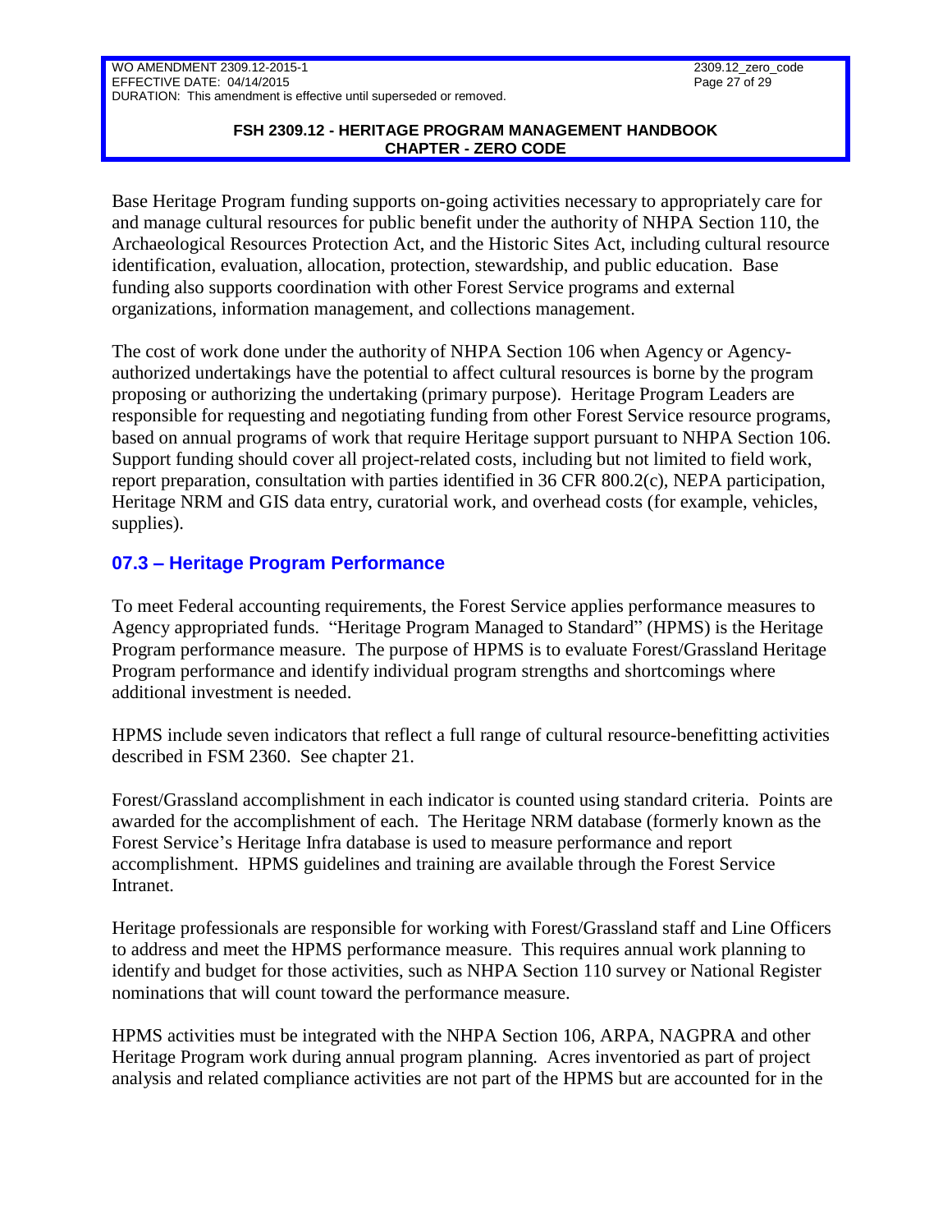Base Heritage Program funding supports on-going activities necessary to appropriately care for and manage cultural resources for public benefit under the authority of NHPA Section 110, the Archaeological Resources Protection Act, and the Historic Sites Act, including cultural resource identification, evaluation, allocation, protection, stewardship, and public education. Base funding also supports coordination with other Forest Service programs and external organizations, information management, and collections management.

The cost of work done under the authority of NHPA Section 106 when Agency or Agency-authorized undertakings have the potential to affect cultural resources is borne by the program proposing or authorizing the undertaking (primary purpose). Heritage Program Leaders are responsible for requesting and negotiating funding from other Forest Service resource programs, based on annual programs of work that require Heritage support pursuant to NHPA Section 106. Support funding should cover all project-related costs, including but not limited to field work, report preparation, consultation with parties identified in 36 CFR 800.2(c), NEPA participation, Heritage NRM and GIS data entry, curatorial work, and overhead costs (for example, vehicles, supplies).

## 07.3 – Heritage Program Performance

To meet Federal accounting requirements, the Forest Service applies performance measures to Agency appropriated funds. "Heritage Program Managed to Standard" (HPMS) is the Heritage Program performance measure. The purpose of HPMS is to evaluate Forest/Grassland Heritage Program performance and identify individual program strengths and shortcomings where additional investment is needed.

HPMS include seven indicators that reflect a full range of cultural resource-benefitting activities described in FSM 2360. See chapter 21.

Forest/Grassland accomplishment in each indicator is counted using standard criteria. Points are awarded for the accomplishment of each. The Heritage NRM database (formerly known as the Forest Service's Heritage Infra database is used to measure performance and report accomplishment. HPMS guidelines and training are available through the Forest Service Intranet.

Heritage professionals are responsible for working with Forest/Grassland staff and Line Officers to address and meet the HPMS performance measure. This requires annual work planning to identify and budget for those activities, such as NHPA Section 110 survey or National Register nominations that will count toward the performance measure.

HPMS activities must be integrated with the NHPA Section 106, ARPA, NAGPRA and other Heritage Program work during annual program planning. Acres inventoried as part of project analysis and related compliance activities are not part of the HPMS but are accounted for in the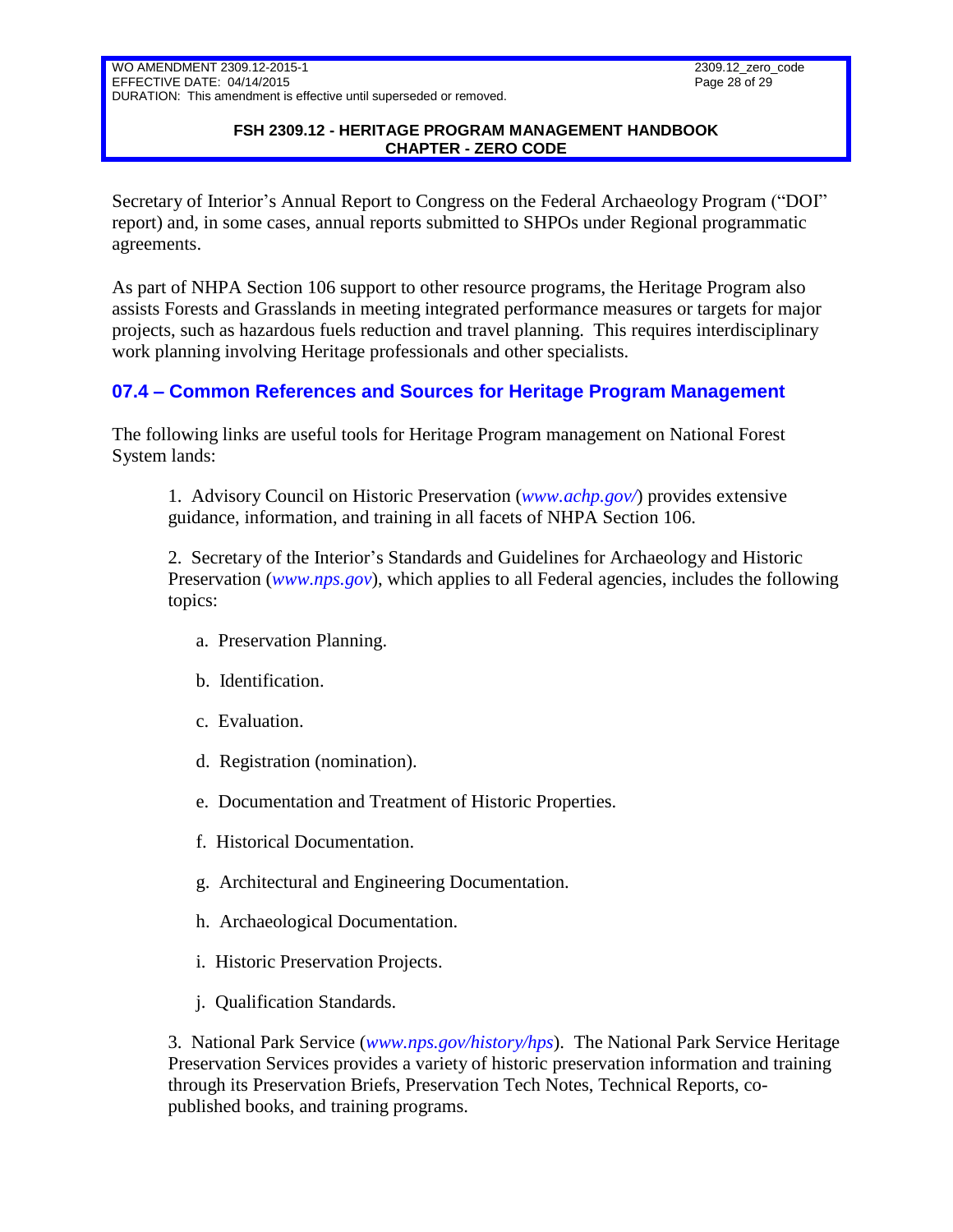Secretary of Interior's Annual Report to Congress on the Federal Archaeology Program ("DOI" report) and, in some cases, annual reports submitted to SHPOs under Regional programmatic agreements.

As part of NHPA Section 106 support to other resource programs, the Heritage Program also assists Forests and Grasslands in meeting integrated performance measures or targets for major projects, such as hazardous fuels reduction and travel planning. This requires interdisciplinary work planning involving Heritage professionals and other specialists.

## 07.4 – Common References and Sources for Heritage Program Management

The following links are useful tools for Heritage Program management on National Forest System lands:

1. Advisory Council on Historic Preservation (*www.achp.gov/*) provides extensive guidance, information, and training in all facets of NHPA Section 106.

2. Secretary of the Interior's Standards and Guidelines for Archaeology and Historic Preservation (*www.nps.gov*), which applies to all Federal agencies, includes the following topics:

   a. Preservation Planning.

   b. Identification.

   c. Evaluation.

   d. Registration (nomination).

   e. Documentation and Treatment of Historic Properties.

   f. Historical Documentation.

   g. Architectural and Engineering Documentation.

   h. Archaeological Documentation.

   i. Historic Preservation Projects.

   j. Qualification Standards.

3. National Park Service (*www.nps.gov/history/hps*). The National Park Service Heritage Preservation Services provides a variety of historic preservation information and training through its Preservation Briefs, Preservation Tech Notes, Technical Reports, co-published books, and training programs.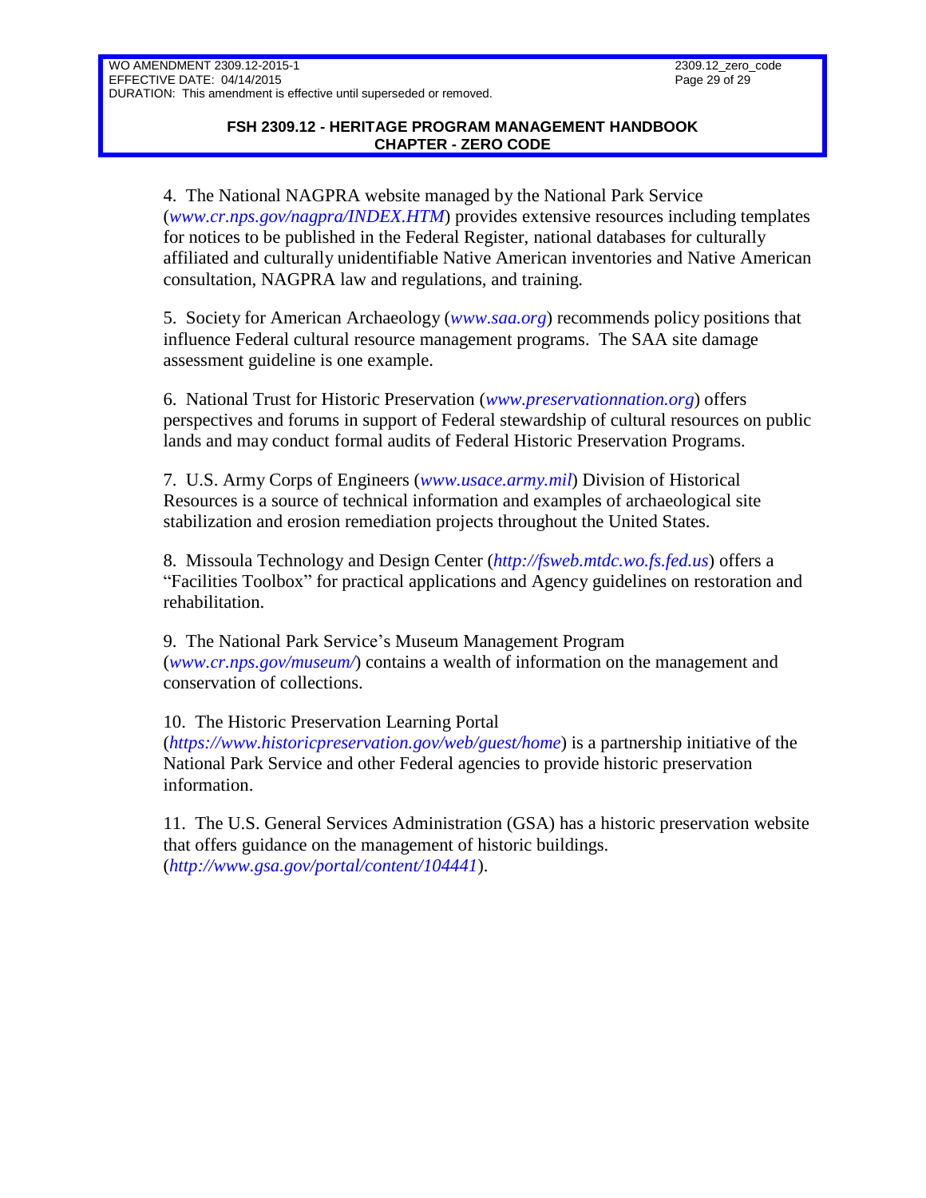4. The National NAGPRA website managed by the National Park Service (*www.cr.nps.gov/nagpra/INDEX.HTM*) provides extensive resources including templates for notices to be published in the Federal Register, national databases for culturally affiliated and culturally unidentifiable Native American inventories and Native American consultation, NAGPRA law and regulations, and training.

5. Society for American Archaeology (*www.saa.org*) recommends policy positions that influence Federal cultural resource management programs. The SAA site damage assessment guideline is one example.

6. National Trust for Historic Preservation (*www.preservationnation.org*) offers perspectives and forums in support of Federal stewardship of cultural resources on public lands and may conduct formal audits of Federal Historic Preservation Programs.

7. U.S. Army Corps of Engineers (*www.usace.army.mil*) Division of Historical Resources is a source of technical information and examples of archaeological site stabilization and erosion remediation projects throughout the United States.

8. Missoula Technology and Design Center (*http://fsweb.mtdc.wo.fs.fed.us*) offers a "Facilities Toolbox" for practical applications and Agency guidelines on restoration and rehabilitation.

9. The National Park Service's Museum Management Program (*www.cr.nps.gov/museum/*) contains a wealth of information on the management and conservation of collections.

10. The Historic Preservation Learning Portal (*https://www.historicpreservation.gov/web/guest/home*) is a partnership initiative of the National Park Service and other Federal agencies to provide historic preservation information.

11. The U.S. General Services Administration (GSA) has a historic preservation website that offers guidance on the management of historic buildings. (*http://www.gsa.gov/portal/content/104441*).